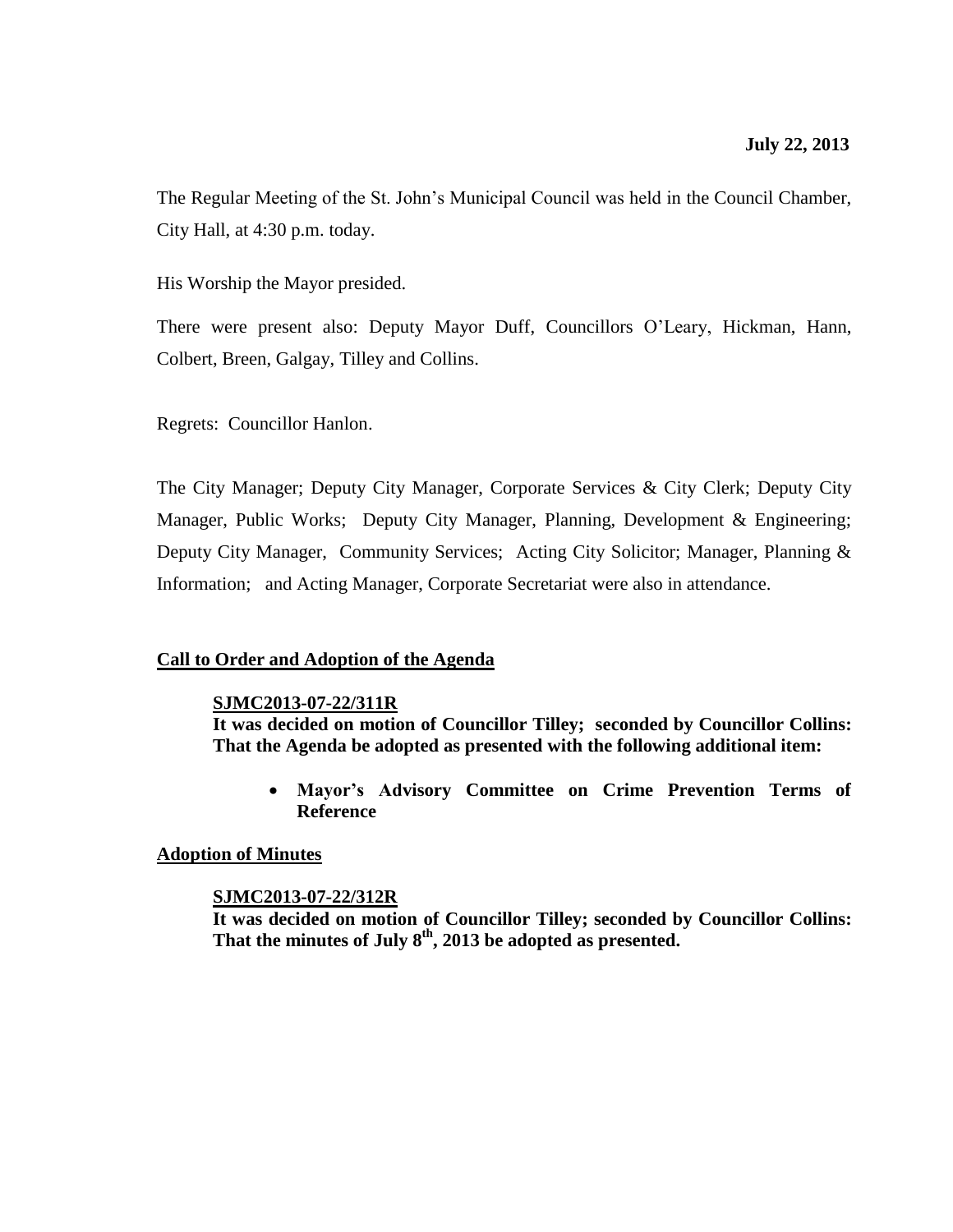**July 22, 2013**

The Regular Meeting of the St. John's Municipal Council was held in the Council Chamber, City Hall, at 4:30 p.m. today.

His Worship the Mayor presided.

There were present also: Deputy Mayor Duff, Councillors O'Leary, Hickman, Hann, Colbert, Breen, Galgay, Tilley and Collins.

Regrets: Councillor Hanlon.

The City Manager; Deputy City Manager, Corporate Services & City Clerk; Deputy City Manager, Public Works; Deputy City Manager, Planning, Development & Engineering; Deputy City Manager, Community Services; Acting City Solicitor; Manager, Planning & Information; and Acting Manager, Corporate Secretariat were also in attendance.

## Call to Order and Adoption of the Agenda

**SJMC2013-07-22/311R**

**It was decided on motion of Councillor Tilley; seconded by Councillor Collins: That the Agenda be adopted as presented with the following additional item:**

- **Mayor's Advisory Committee on Crime Prevention Terms of Reference**

## Adoption of Minutes

**SJMC2013-07-22/312R**

**It was decided on motion of Councillor Tilley; seconded by Councillor Collins: That the minutes of July 8th, 2013 be adopted as presented.**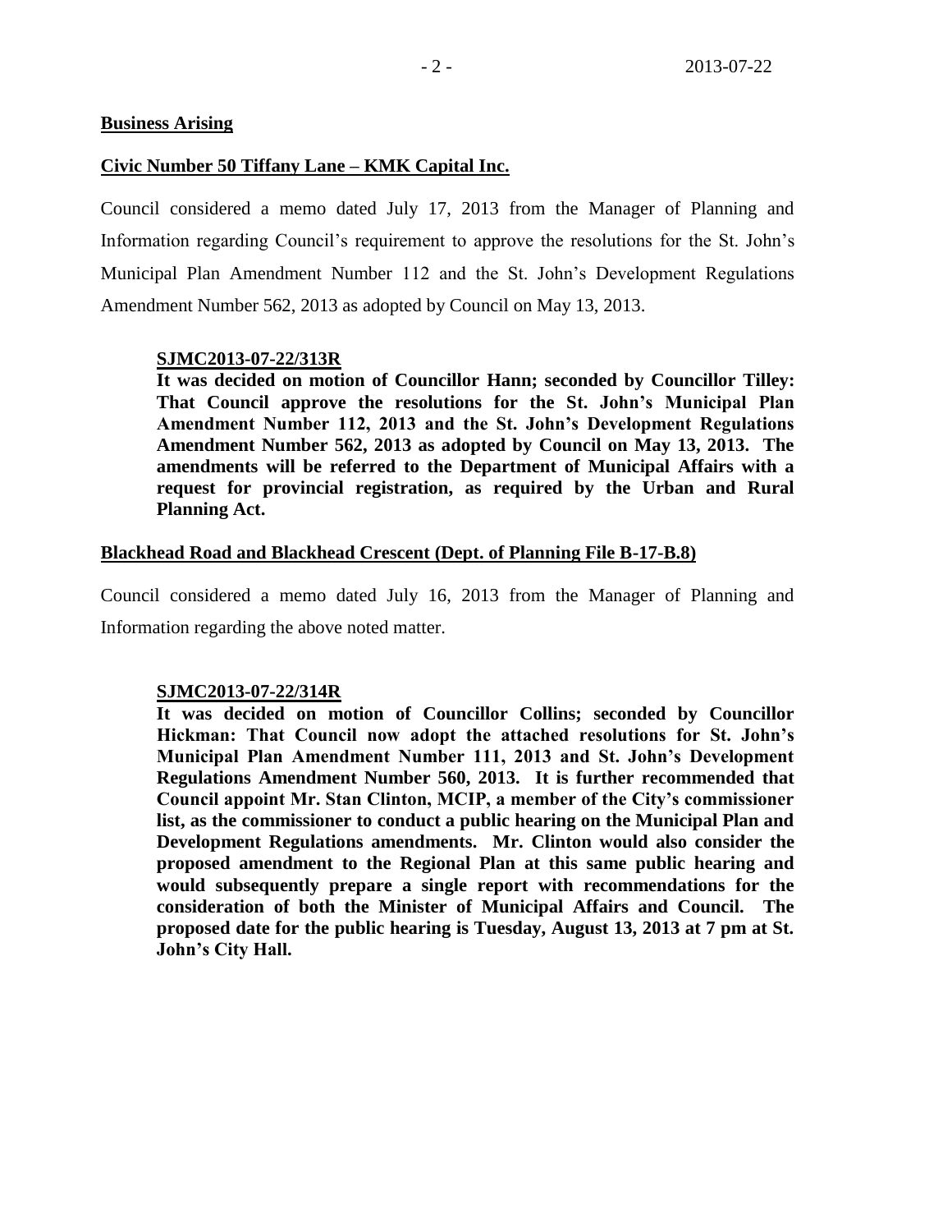**Business Arising**

**Civic Number 50 Tiffany Lane – KMK Capital Inc.**

Council considered a memo dated July 17, 2013 from the Manager of Planning and Information regarding Council's requirement to approve the resolutions for the St. John's Municipal Plan Amendment Number 112 and the St. John's Development Regulations Amendment Number 562, 2013 as adopted by Council on May 13, 2013.

**SJMC2013-07-22/313R**
**It was decided on motion of Councillor Hann; seconded by Councillor Tilley: That Council approve the resolutions for the St. John's Municipal Plan Amendment Number 112, 2013 and the St. John's Development Regulations Amendment Number 562, 2013 as adopted by Council on May 13, 2013. The amendments will be referred to the Department of Municipal Affairs with a request for provincial registration, as required by the Urban and Rural Planning Act.**

**Blackhead Road and Blackhead Crescent (Dept. of Planning File B-17-B.8)**

Council considered a memo dated July 16, 2013 from the Manager of Planning and Information regarding the above noted matter.

**SJMC2013-07-22/314R**
**It was decided on motion of Councillor Collins; seconded by Councillor Hickman: That Council now adopt the attached resolutions for St. John's Municipal Plan Amendment Number 111, 2013 and St. John's Development Regulations Amendment Number 560, 2013. It is further recommended that Council appoint Mr. Stan Clinton, MCIP, a member of the City's commissioner list, as the commissioner to conduct a public hearing on the Municipal Plan and Development Regulations amendments. Mr. Clinton would also consider the proposed amendment to the Regional Plan at this same public hearing and would subsequently prepare a single report with recommendations for the consideration of both the Minister of Municipal Affairs and Council. The proposed date for the public hearing is Tuesday, August 13, 2013 at 7 pm at St. John's City Hall.**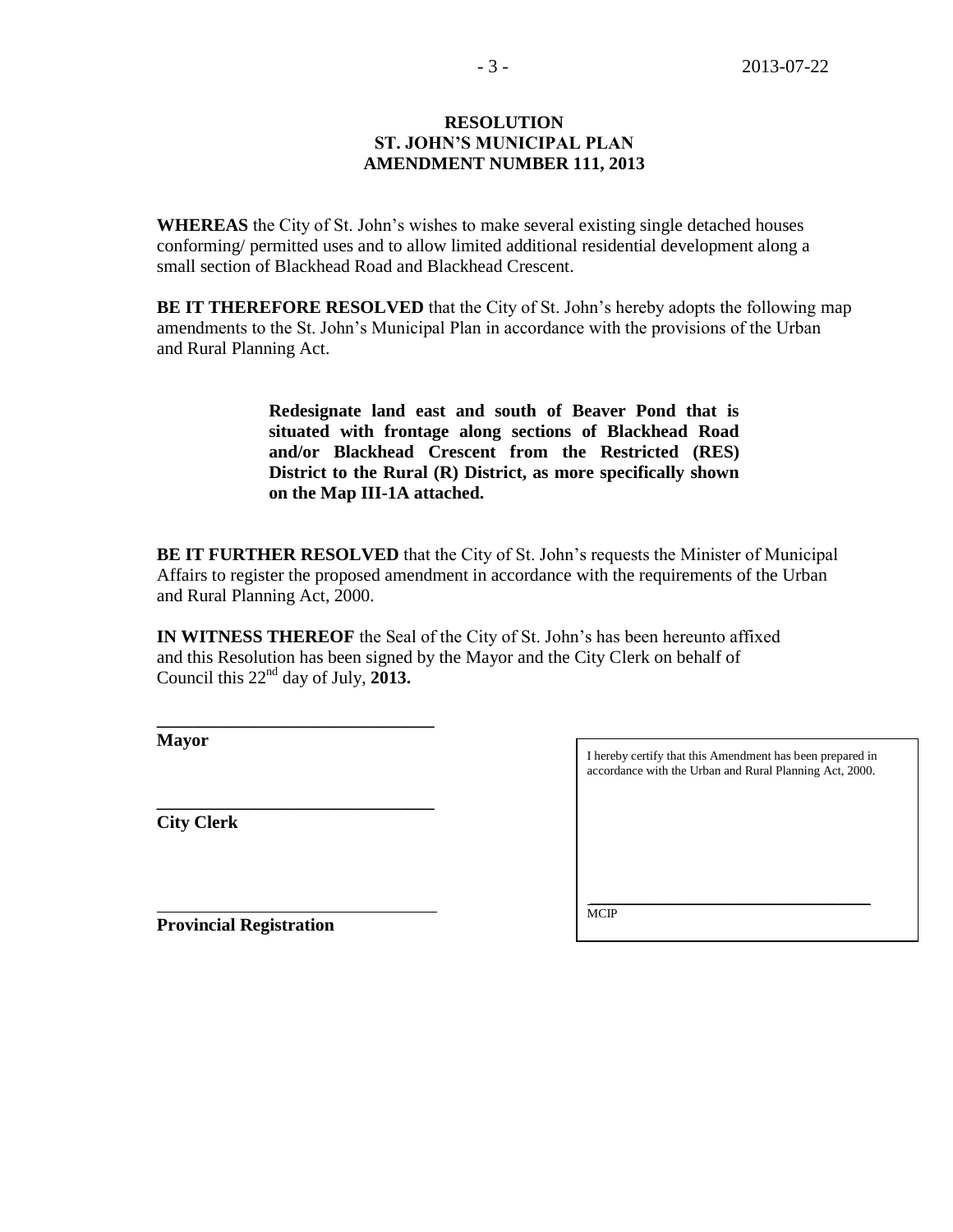# RESOLUTION
# ST. JOHN'S MUNICIPAL PLAN
# AMENDMENT NUMBER 111, 2013

**WHEREAS** the City of St. John's wishes to make several existing single detached houses conforming/ permitted uses and to allow limited additional residential development along a small section of Blackhead Road and Blackhead Crescent.

**BE IT THEREFORE RESOLVED** that the City of St. John's hereby adopts the following map amendments to the St. John's Municipal Plan in accordance with the provisions of the Urban and Rural Planning Act.

> **Redesignate land east and south of Beaver Pond that is situated with frontage along sections of Blackhead Road and/or Blackhead Crescent from the Restricted (RES) District to the Rural (R) District, as more specifically shown on the Map III-1A attached.**

**BE IT FURTHER RESOLVED** that the City of St. John's requests the Minister of Municipal Affairs to register the proposed amendment in accordance with the requirements of the Urban and Rural Planning Act, 2000.

**IN WITNESS THEREOF** the Seal of the City of St. John's has been hereunto affixed and this Resolution has been signed by the Mayor and the City Clerk on behalf of Council this 22nd day of July, **2013.**

\_\_\_\_\_\_\_\_\_\_\_\_\_\_\_\_\_\_\_\_\_\_\_\_\_\_\_\_\_\_
**Mayor**

\_\_\_\_\_\_\_\_\_\_\_\_\_\_\_\_\_\_\_\_\_\_\_\_\_\_\_\_\_\_
**City Clerk**

\_\_\_\_\_\_\_\_\_\_\_\_\_\_\_\_\_\_\_\_\_\_\_\_\_\_\_\_\_\_
**Provincial Registration**

I hereby certify that this Amendment has been prepared in accordance with the Urban and Rural Planning Act, 2000.

\_\_\_\_\_\_\_\_\_\_\_\_\_\_\_\_\_\_\_\_\_\_\_\_\_\_\_\_\_\_
MCIP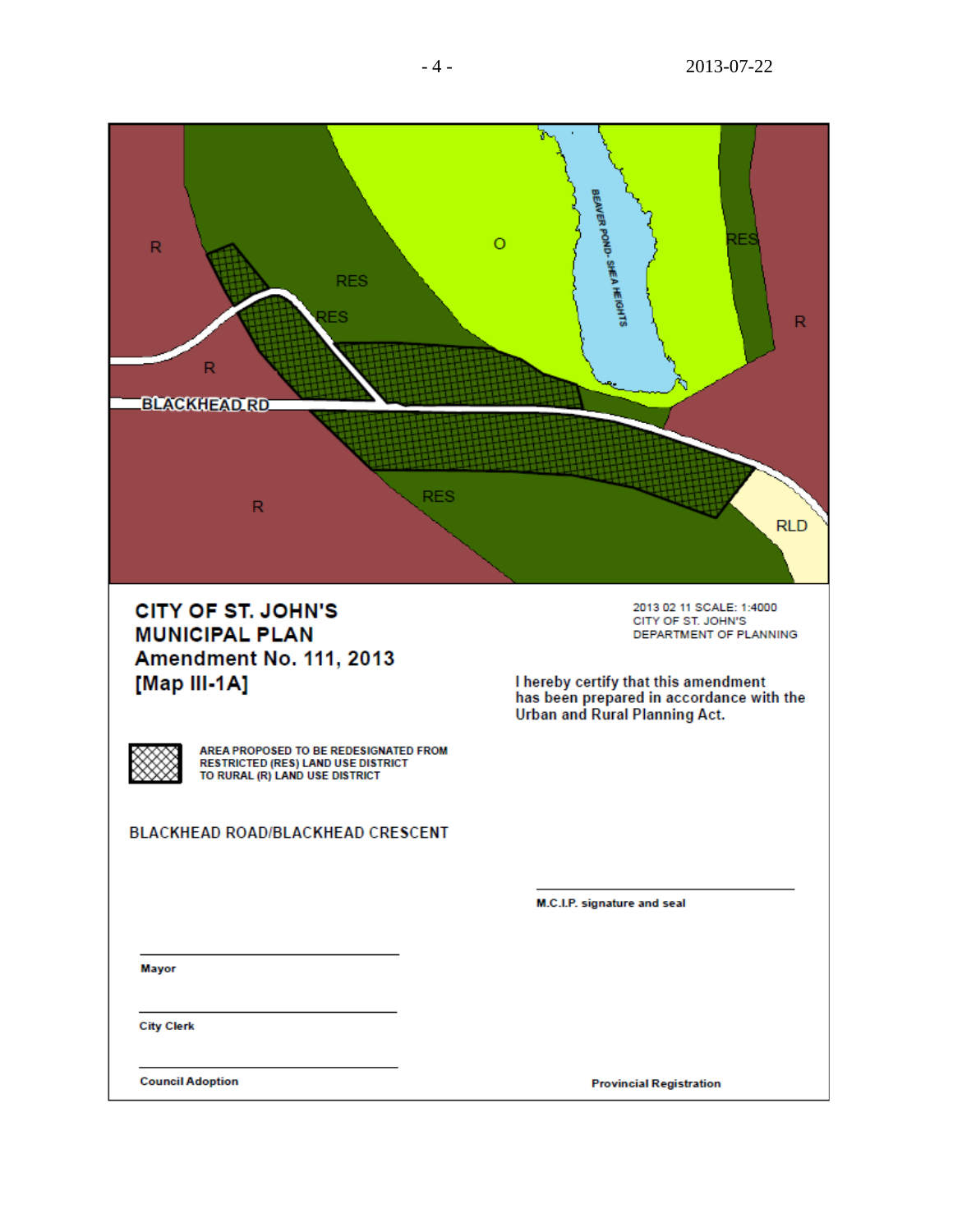R

RES

O

BEAVER POND- SHEA HEIGHTS

RES

R

RES

R

BLACKHEAD RD

R

RES

RLD

**CITY OF ST. JOHN'S**
**MUNICIPAL PLAN**
**Amendment No. 111, 2013**
**[Map III-1A]**

2013 02 11 SCALE: 1:4000
CITY OF ST. JOHN'S
DEPARTMENT OF PLANNING

I hereby certify that this amendment has been prepared in accordance with the Urban and Rural Planning Act.

AREA PROPOSED TO BE REDESIGNATED FROM RESTRICTED (RES) LAND USE DISTRICT TO RURAL (R) LAND USE DISTRICT

BLACKHEAD ROAD/BLACKHEAD CRESCENT

______________________
M.C.I.P. signature and seal

______________________
Mayor

______________________
City Clerk

______________________
Council Adoption

Provincial Registration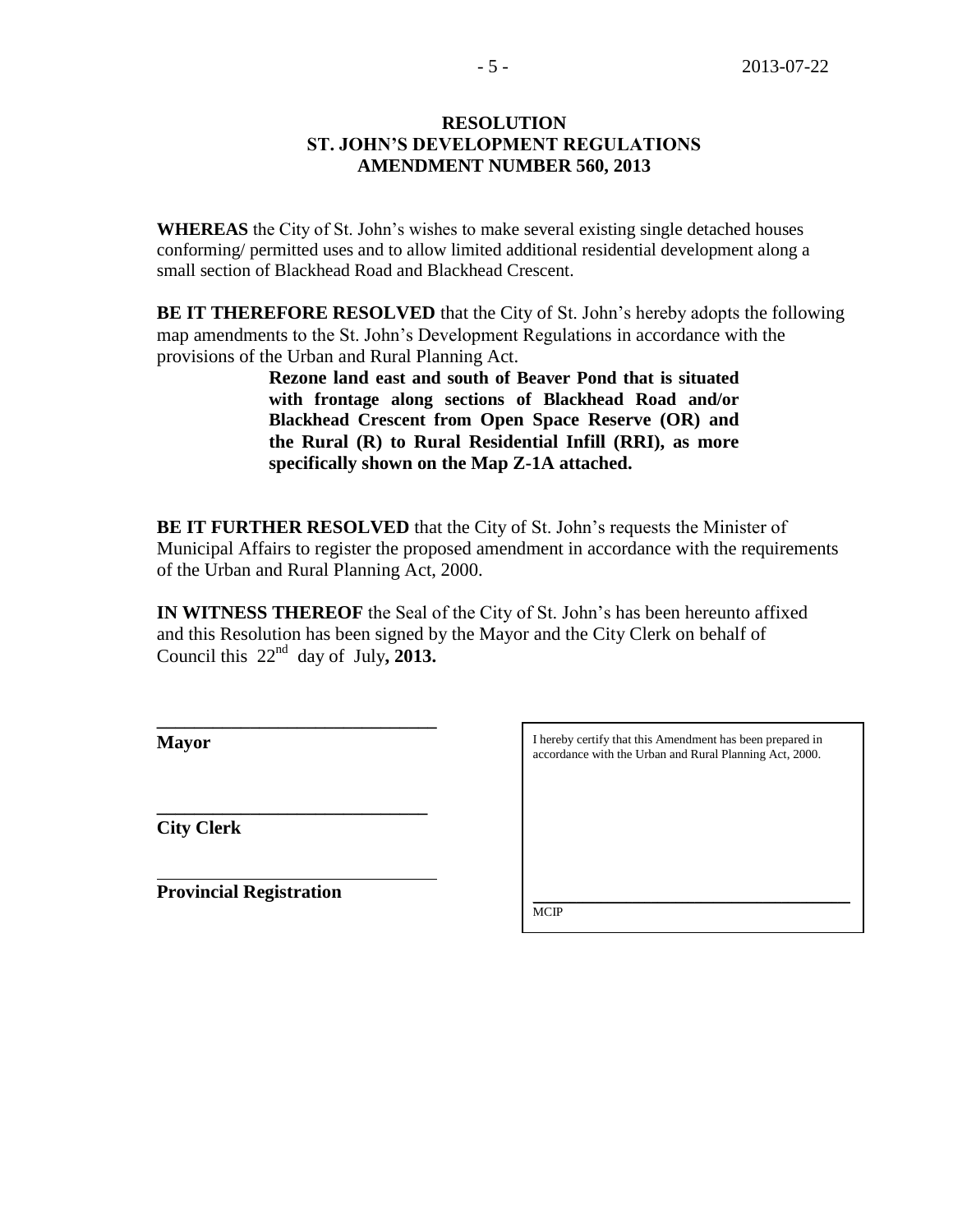**RESOLUTION**
**ST. JOHN'S DEVELOPMENT REGULATIONS**
**AMENDMENT NUMBER 560, 2013**

**WHEREAS** the City of St. John's wishes to make several existing single detached houses conforming/ permitted uses and to allow limited additional residential development along a small section of Blackhead Road and Blackhead Crescent.

**BE IT THEREFORE RESOLVED** that the City of St. John's hereby adopts the following map amendments to the St. John's Development Regulations in accordance with the provisions of the Urban and Rural Planning Act.

> **Rezone land east and south of Beaver Pond that is situated with frontage along sections of Blackhead Road and/or Blackhead Crescent from Open Space Reserve (OR) and the Rural (R) to Rural Residential Infill (RRI), as more specifically shown on the Map Z-1A attached.**

**BE IT FURTHER RESOLVED** that the City of St. John's requests the Minister of Municipal Affairs to register the proposed amendment in accordance with the requirements of the Urban and Rural Planning Act, 2000.

**IN WITNESS THEREOF** the Seal of the City of St. John's has been hereunto affixed and this Resolution has been signed by the Mayor and the City Clerk on behalf of Council this 22nd day of July**, 2013.**

______________________________
**Mayor**

______________________________
**City Clerk**

______________________________
**Provincial Registration**

I hereby certify that this Amendment has been prepared in accordance with the Urban and Rural Planning Act, 2000.

______________________________
MCIP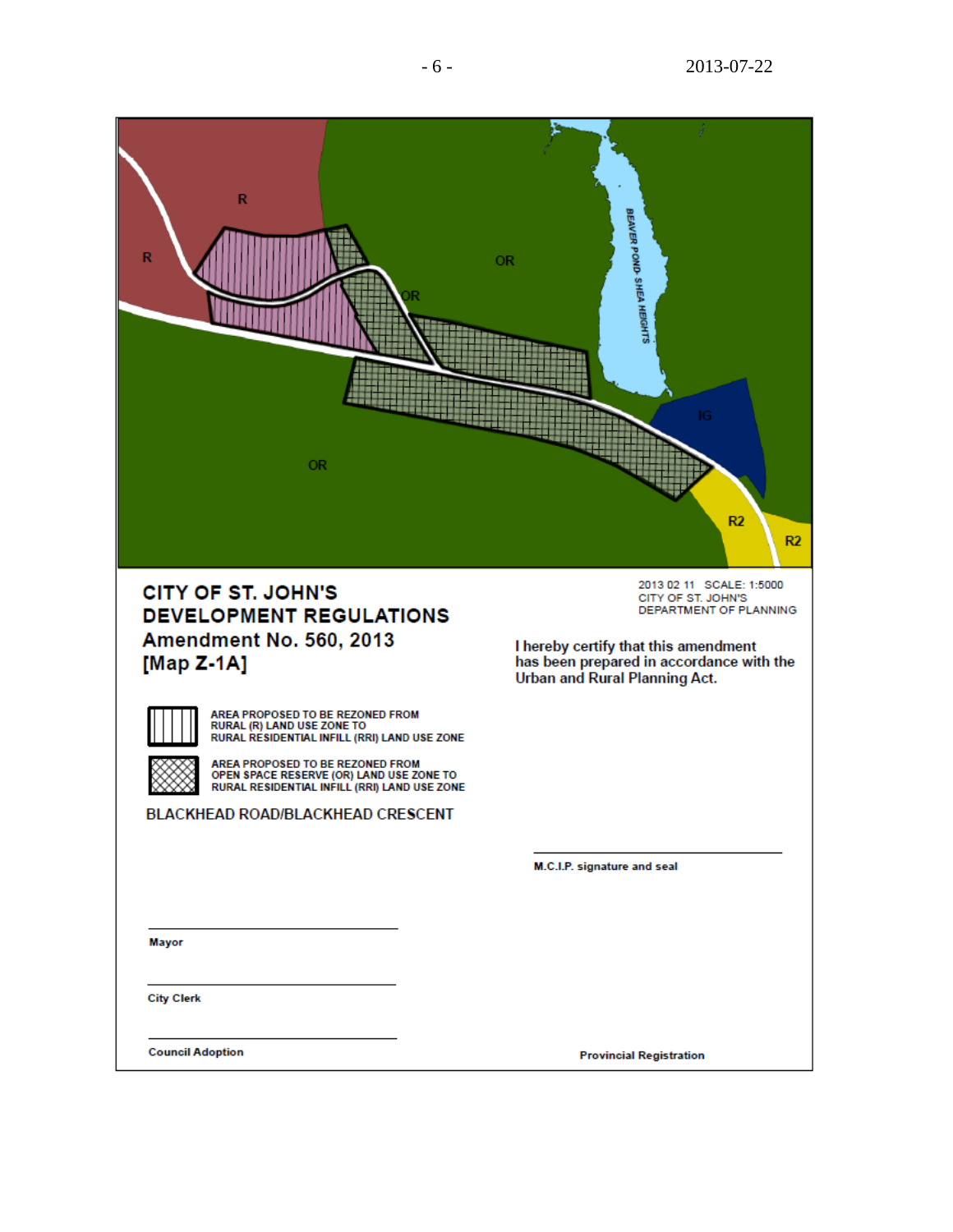R

R

OR

OR

BEAVER POND- SHEA HEIGHTS

IG

OR

R2

R2

**CITY OF ST. JOHN'S**
**DEVELOPMENT REGULATIONS**
**Amendment No. 560, 2013**
**[Map Z-1A]**

2013 02 11 SCALE: 1:5000
CITY OF ST. JOHN'S
DEPARTMENT OF PLANNING

AREA PROPOSED TO BE REZONED FROM RURAL (R) LAND USE ZONE TO RURAL RESIDENTIAL INFILL (RRI) LAND USE ZONE

AREA PROPOSED TO BE REZONED FROM OPEN SPACE RESERVE (OR) LAND USE ZONE TO RURAL RESIDENTIAL INFILL (RRI) LAND USE ZONE

BLACKHEAD ROAD/BLACKHEAD CRESCENT

I hereby certify that this amendment has been prepared in accordance with the Urban and Rural Planning Act.

M.C.I.P. signature and seal

Mayor

City Clerk

Council Adoption

Provincial Registration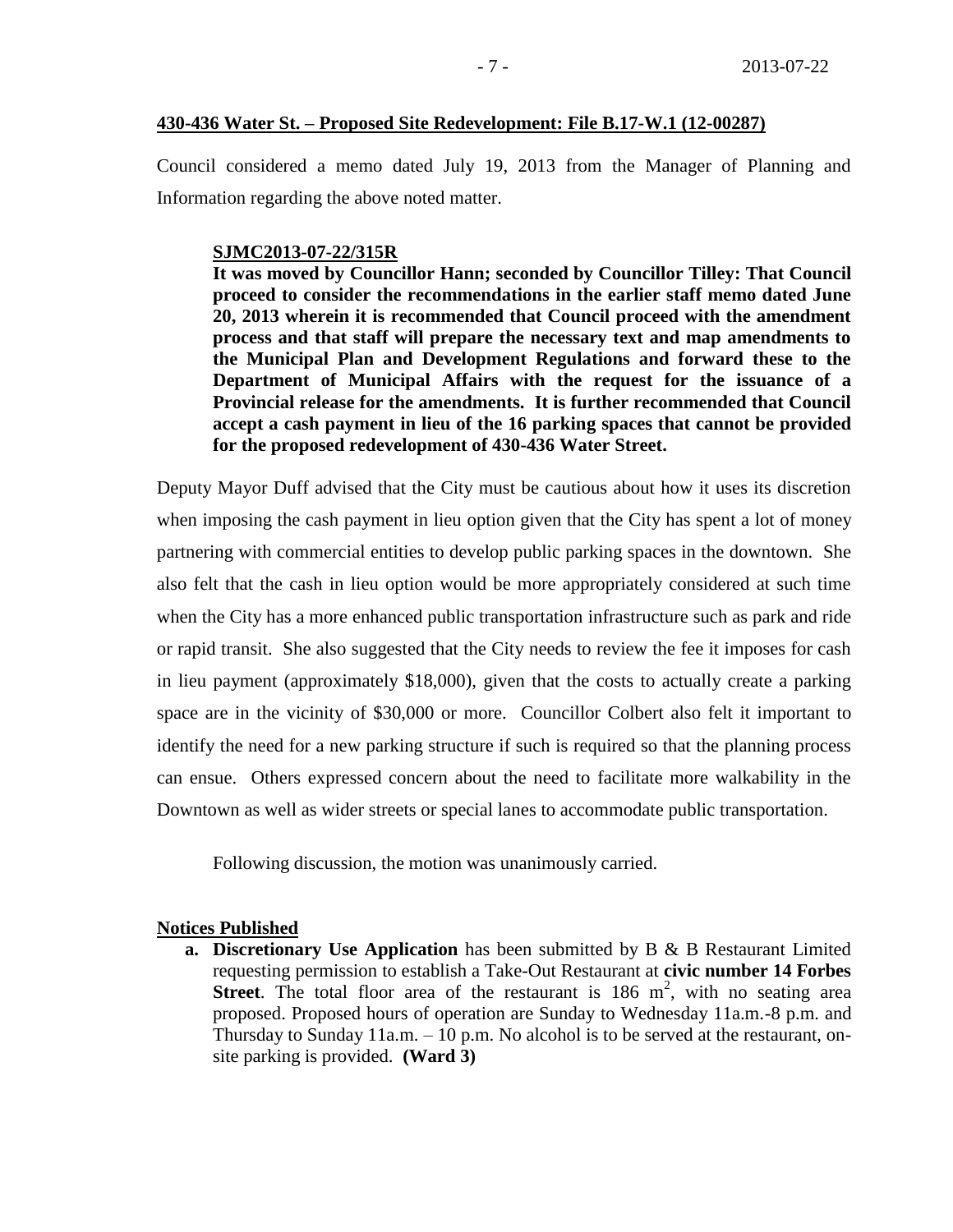**430-436 Water St. – Proposed Site Redevelopment: File B.17-W.1 (12-00287)**

Council considered a memo dated July 19, 2013 from the Manager of Planning and Information regarding the above noted matter.

**SJMC2013-07-22/315R**

**It was moved by Councillor Hann; seconded by Councillor Tilley: That Council proceed to consider the recommendations in the earlier staff memo dated June 20, 2013 wherein it is recommended that Council proceed with the amendment process and that staff will prepare the necessary text and map amendments to the Municipal Plan and Development Regulations and forward these to the Department of Municipal Affairs with the request for the issuance of a Provincial release for the amendments. It is further recommended that Council accept a cash payment in lieu of the 16 parking spaces that cannot be provided for the proposed redevelopment of 430-436 Water Street.**

Deputy Mayor Duff advised that the City must be cautious about how it uses its discretion when imposing the cash payment in lieu option given that the City has spent a lot of money partnering with commercial entities to develop public parking spaces in the downtown. She also felt that the cash in lieu option would be more appropriately considered at such time when the City has a more enhanced public transportation infrastructure such as park and ride or rapid transit. She also suggested that the City needs to review the fee it imposes for cash in lieu payment (approximately $18,000), given that the costs to actually create a parking space are in the vicinity of $30,000 or more. Councillor Colbert also felt it important to identify the need for a new parking structure if such is required so that the planning process can ensue. Others expressed concern about the need to facilitate more walkability in the Downtown as well as wider streets or special lanes to accommodate public transportation.

Following discussion, the motion was unanimously carried.

**Notices Published**

**a. Discretionary Use Application** has been submitted by B & B Restaurant Limited requesting permission to establish a Take-Out Restaurant at **civic number 14 Forbes Street**. The total floor area of the restaurant is 186 $m^2$, with no seating area proposed. Proposed hours of operation are Sunday to Wednesday 11a.m.-8 p.m. and Thursday to Sunday 11a.m. – 10 p.m. No alcohol is to be served at the restaurant, on-site parking is provided. **(Ward 3)**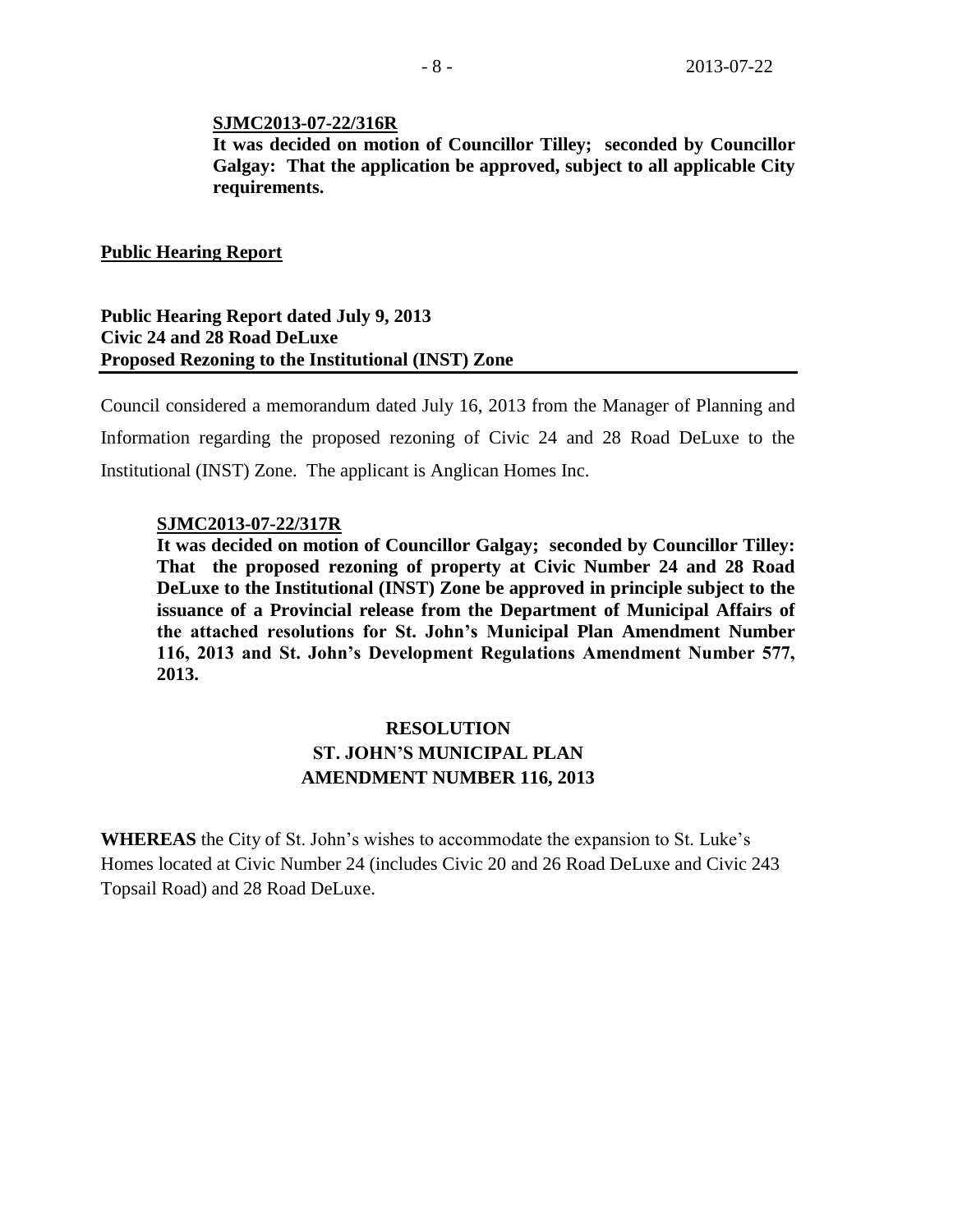**SJMC2013-07-22/316R**
**It was decided on motion of Councillor Tilley; seconded by Councillor Galgay: That the application be approved, subject to all applicable City requirements.**

**Public Hearing Report**

**Public Hearing Report dated July 9, 2013**
**Civic 24 and 28 Road DeLuxe**
**Proposed Rezoning to the Institutional (INST) Zone**

Council considered a memorandum dated July 16, 2013 from the Manager of Planning and Information regarding the proposed rezoning of Civic 24 and 28 Road DeLuxe to the Institutional (INST) Zone. The applicant is Anglican Homes Inc.

**SJMC2013-07-22/317R**
**It was decided on motion of Councillor Galgay; seconded by Councillor Tilley: That the proposed rezoning of property at Civic Number 24 and 28 Road DeLuxe to the Institutional (INST) Zone be approved in principle subject to the issuance of a Provincial release from the Department of Municipal Affairs of the attached resolutions for St. John's Municipal Plan Amendment Number 116, 2013 and St. John's Development Regulations Amendment Number 577, 2013.**

**RESOLUTION**
**ST. JOHN'S MUNICIPAL PLAN**
**AMENDMENT NUMBER 116, 2013**

**WHEREAS** the City of St. John's wishes to accommodate the expansion to St. Luke's Homes located at Civic Number 24 (includes Civic 20 and 26 Road DeLuxe and Civic 243 Topsail Road) and 28 Road DeLuxe.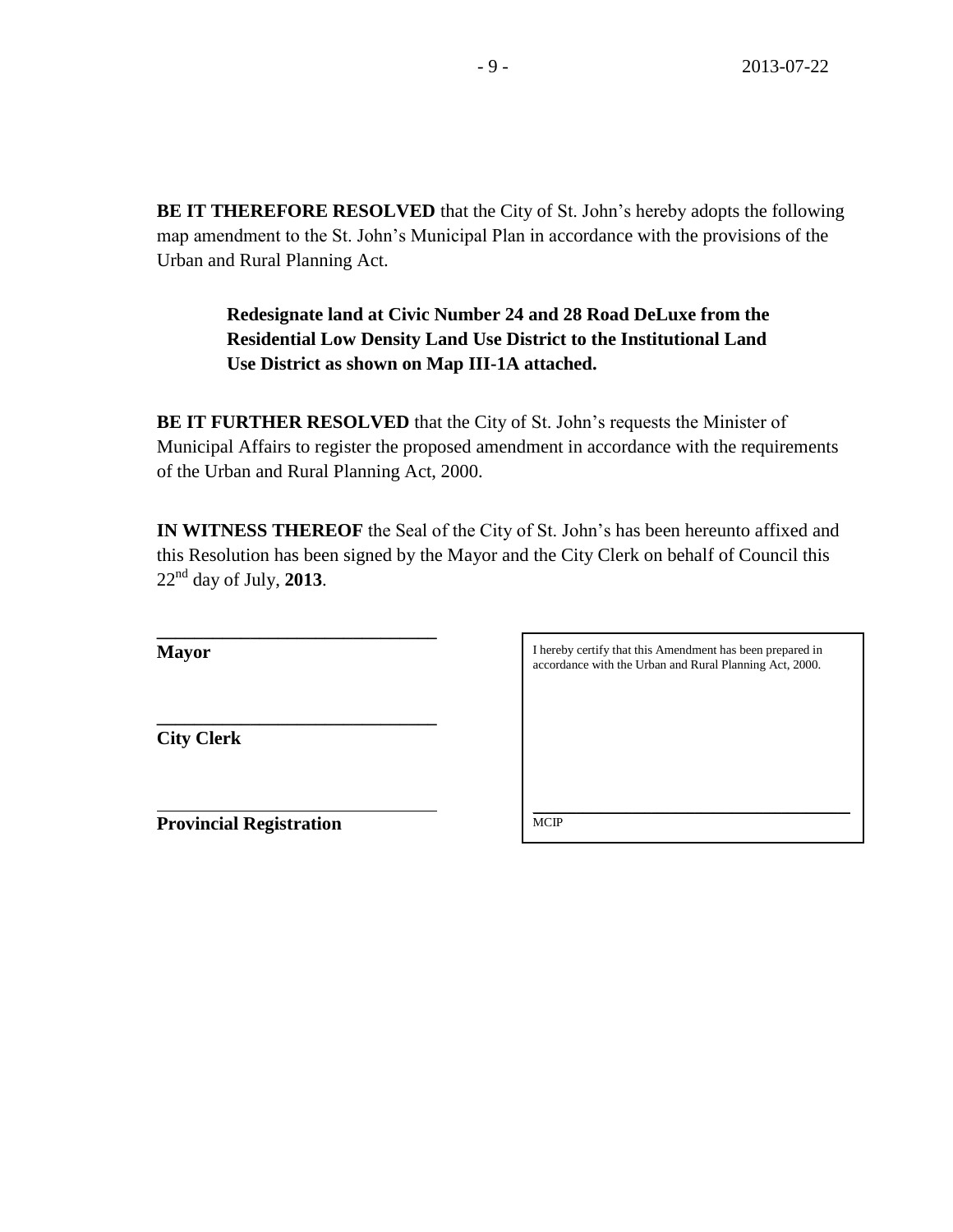**BE IT THEREFORE RESOLVED** that the City of St. John's hereby adopts the following map amendment to the St. John's Municipal Plan in accordance with the provisions of the Urban and Rural Planning Act.

> **Redesignate land at Civic Number 24 and 28 Road DeLuxe from the Residential Low Density Land Use District to the Institutional Land Use District as shown on Map III-1A attached.**

**BE IT FURTHER RESOLVED** that the City of St. John's requests the Minister of Municipal Affairs to register the proposed amendment in accordance with the requirements of the Urban and Rural Planning Act, 2000.

**IN WITNESS THEREOF** the Seal of the City of St. John's has been hereunto affixed and this Resolution has been signed by the Mayor and the City Clerk on behalf of Council this 22nd day of July, **2013**.

______________________________
**Mayor**

______________________________
**City Clerk**

______________________________
**Provincial Registration**

I hereby certify that this Amendment has been prepared in accordance with the Urban and Rural Planning Act, 2000.

______________________________
MCIP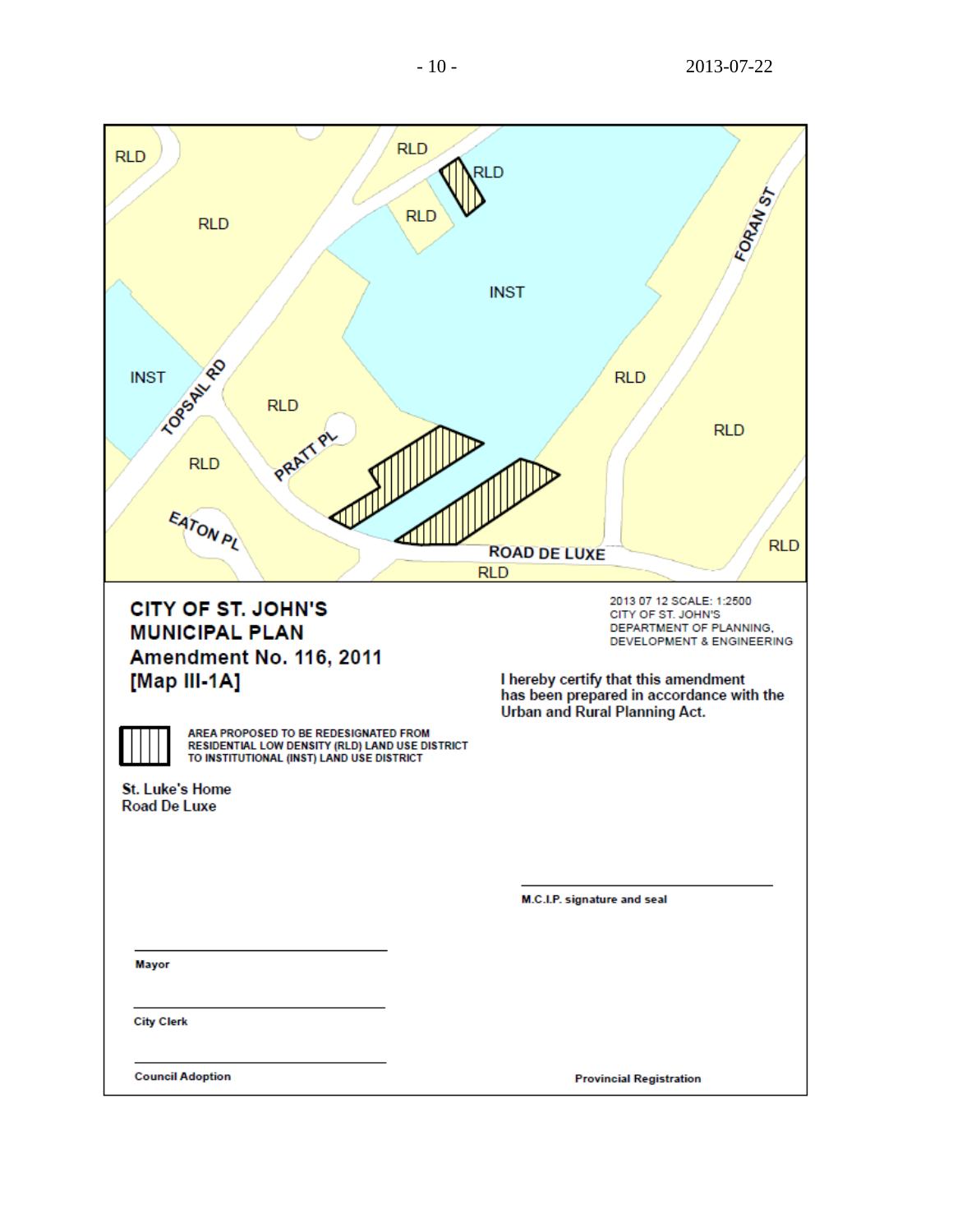RLD

RLD

RLD

RLD

RLD

INST

INST

TOPSAIL RD

RLD

PRATT PL

RLD

RLD

RLD

EATON PL

FORAN ST

ROAD DE LUXE

RLD

RLD

**CITY OF ST. JOHN'S**
**MUNICIPAL PLAN**
**Amendment No. 116, 2011**
**[Map III-1A]**

2013 07 12 SCALE: 1:2500
CITY OF ST. JOHN'S
DEPARTMENT OF PLANNING,
DEVELOPMENT & ENGINEERING

**I hereby certify that this amendment has been prepared in accordance with the Urban and Rural Planning Act.**

AREA PROPOSED TO BE REDESIGNATED FROM RESIDENTIAL LOW DENSITY (RLD) LAND USE DISTRICT TO INSTITUTIONAL (INST) LAND USE DISTRICT

St. Luke's Home
Road De Luxe

M.C.I.P. signature and seal

Mayor

City Clerk

Council Adoption

Provincial Registration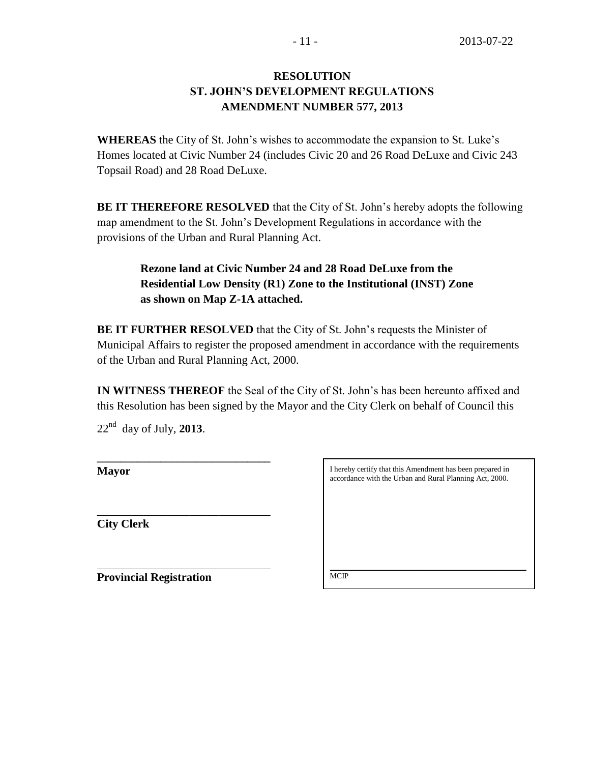# RESOLUTION
# ST. JOHN'S DEVELOPMENT REGULATIONS
# AMENDMENT NUMBER 577, 2013

**WHEREAS** the City of St. John's wishes to accommodate the expansion to St. Luke's Homes located at Civic Number 24 (includes Civic 20 and 26 Road DeLuxe and Civic 243 Topsail Road) and 28 Road DeLuxe.

**BE IT THEREFORE RESOLVED** that the City of St. John's hereby adopts the following map amendment to the St. John's Development Regulations in accordance with the provisions of the Urban and Rural Planning Act.

> **Rezone land at Civic Number 24 and 28 Road DeLuxe from the Residential Low Density (R1) Zone to the Institutional (INST) Zone as shown on Map Z-1A attached.**

**BE IT FURTHER RESOLVED** that the City of St. John's requests the Minister of Municipal Affairs to register the proposed amendment in accordance with the requirements of the Urban and Rural Planning Act, 2000.

**IN WITNESS THEREOF** the Seal of the City of St. John's has been hereunto affixed and this Resolution has been signed by the Mayor and the City Clerk on behalf of Council this

22nd day of July, **2013**.

______________________________
**Mayor**

______________________________
**City Clerk**

______________________________
**Provincial Registration**

I hereby certify that this Amendment has been prepared in accordance with the Urban and Rural Planning Act, 2000.

______________________________
MCIP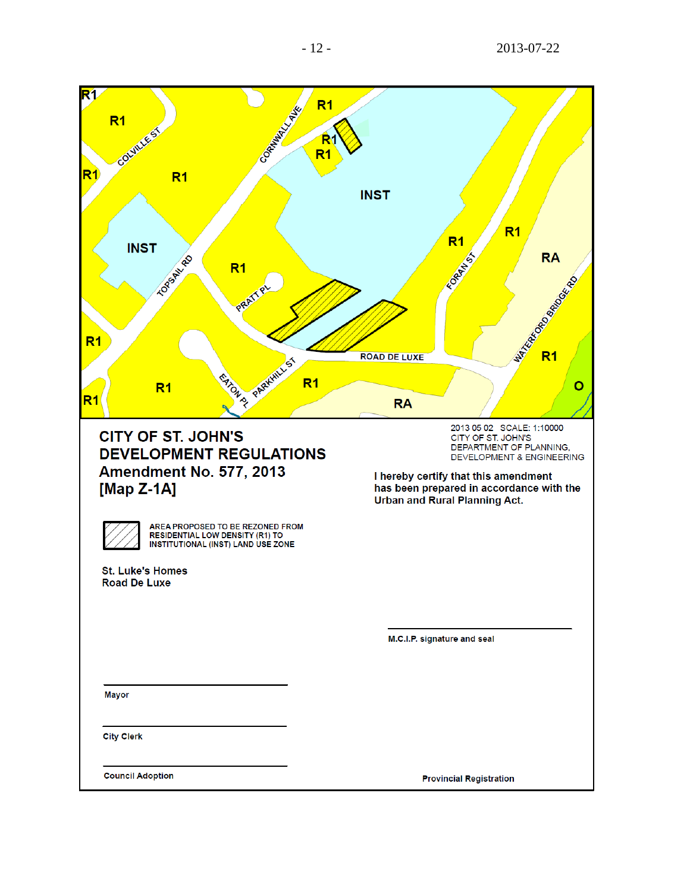R1

R1

COLVILLE ST

CORNWALL AVE

R1

R1

R1

R1

R1

INST

INST

TOPSAIL RD

R1

PRATT PL

R1

R1

FORAN ST

RA

WATERFORD BRIDGE RD

R1

ROAD DE LUXE

R1

EATON PL

PARKHILL ST

R1

R1

RA

O

2013 05 02 SCALE: 1:10000
CITY OF ST. JOHN'S
DEPARTMENT OF PLANNING,
DEVELOPMENT & ENGINEERING

# CITY OF ST. JOHN'S DEVELOPMENT REGULATIONS

## Amendment No. 577, 2013
## [Map Z-1A]

**I hereby certify that this amendment has been prepared in accordance with the Urban and Rural Planning Act.**

AREA PROPOSED TO BE REZONED FROM RESIDENTIAL LOW DENSITY (R1) TO INSTITUTIONAL (INST) LAND USE ZONE

**St. Luke's Homes**
**Road De Luxe**

______________________________
M.C.I.P. signature and seal

______________________________
Mayor

______________________________
City Clerk

______________________________
Council Adoption

Provincial Registration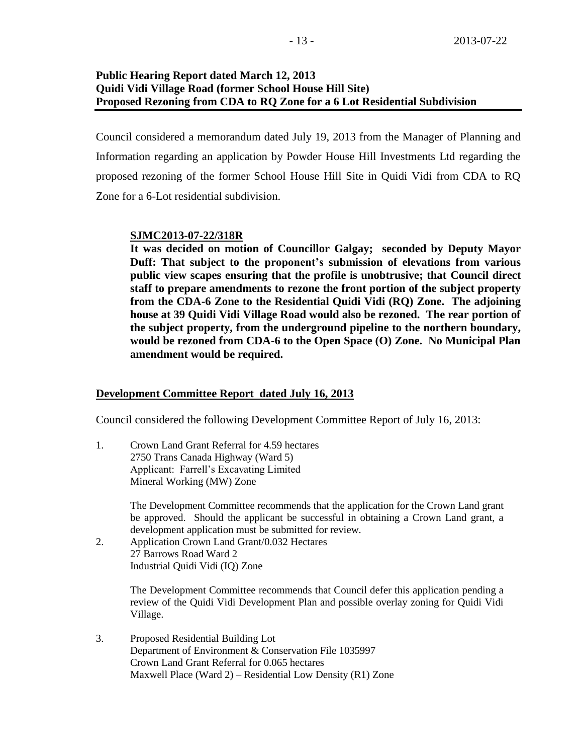**Public Hearing Report dated March 12, 2013**
**Quidi Vidi Village Road (former School House Hill Site)**
**Proposed Rezoning from CDA to RQ Zone for a 6 Lot Residential Subdivision**

Council considered a memorandum dated July 19, 2013 from the Manager of Planning and Information regarding an application by Powder House Hill Investments Ltd regarding the proposed rezoning of the former School House Hill Site in Quidi Vidi from CDA to RQ Zone for a 6-Lot residential subdivision.

> **SJMC2013-07-22/318R**
> **It was decided on motion of Councillor Galgay; seconded by Deputy Mayor Duff: That subject to the proponent's submission of elevations from various public view scapes ensuring that the profile is unobtrusive; that Council direct staff to prepare amendments to rezone the front portion of the subject property from the CDA-6 Zone to the Residential Quidi Vidi (RQ) Zone. The adjoining house at 39 Quidi Vidi Village Road would also be rezoned. The rear portion of the subject property, from the underground pipeline to the northern boundary, would be rezoned from CDA-6 to the Open Space (O) Zone. No Municipal Plan amendment would be required.**

**Development Committee Report dated July 16, 2013**

Council considered the following Development Committee Report of July 16, 2013:

1. Crown Land Grant Referral for 4.59 hectares
   2750 Trans Canada Highway (Ward 5)
   Applicant: Farrell's Excavating Limited
   Mineral Working (MW) Zone

   The Development Committee recommends that the application for the Crown Land grant be approved. Should the applicant be successful in obtaining a Crown Land grant, a development application must be submitted for review.

2. Application Crown Land Grant/0.032 Hectares
   27 Barrows Road Ward 2
   Industrial Quidi Vidi (IQ) Zone

   The Development Committee recommends that Council defer this application pending a review of the Quidi Vidi Development Plan and possible overlay zoning for Quidi Vidi Village.

3. Proposed Residential Building Lot
   Department of Environment & Conservation File 1035997
   Crown Land Grant Referral for 0.065 hectares
   Maxwell Place (Ward 2) – Residential Low Density (R1) Zone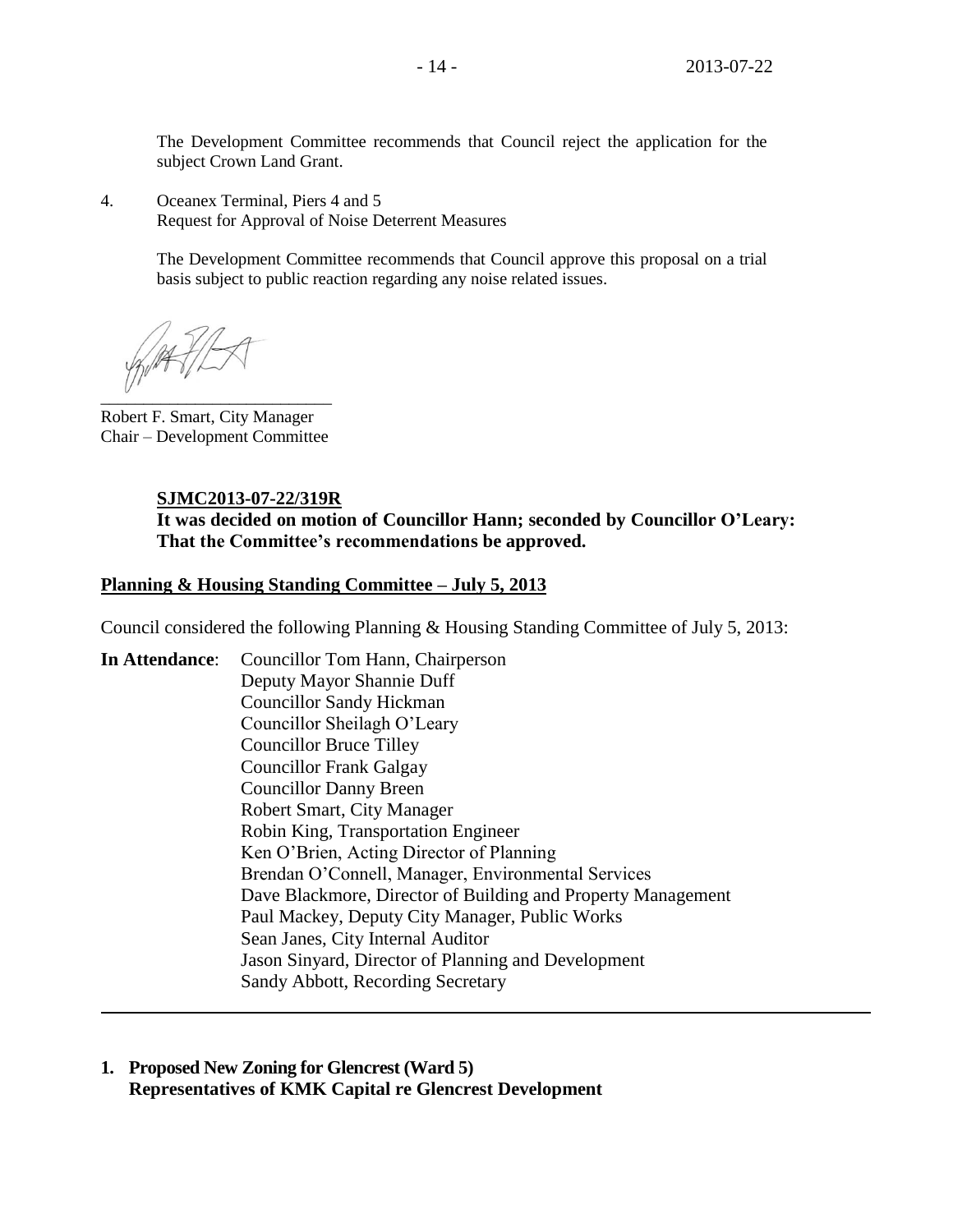The Development Committee recommends that Council reject the application for the subject Crown Land Grant.

4. Oceanex Terminal, Piers 4 and 5
   Request for Approval of Noise Deterrent Measures

   The Development Committee recommends that Council approve this proposal on a trial basis subject to public reaction regarding any noise related issues.

\_\_\_\_\_\_\_\_\_\_\_\_\_\_\_\_\_\_\_\_\_\_\_\_\_\_\_

Robert F. Smart, City Manager
Chair – Development Committee

**SJMC2013-07-22/319R**
**It was decided on motion of Councillor Hann; seconded by Councillor O'Leary: That the Committee's recommendations be approved.**

**Planning & Housing Standing Committee – July 5, 2013**

Council considered the following Planning & Housing Standing Committee of July 5, 2013:

**In Attendance**: Councillor Tom Hann, Chairperson
Deputy Mayor Shannie Duff
Councillor Sandy Hickman
Councillor Sheilagh O'Leary
Councillor Bruce Tilley
Councillor Frank Galgay
Councillor Danny Breen
Robert Smart, City Manager
Robin King, Transportation Engineer
Ken O'Brien, Acting Director of Planning
Brendan O'Connell, Manager, Environmental Services
Dave Blackmore, Director of Building and Property Management
Paul Mackey, Deputy City Manager, Public Works
Sean Janes, City Internal Auditor
Jason Sinyard, Director of Planning and Development
Sandy Abbott, Recording Secretary

---

**1. Proposed New Zoning for Glencrest (Ward 5)**
**Representatives of KMK Capital re Glencrest Development**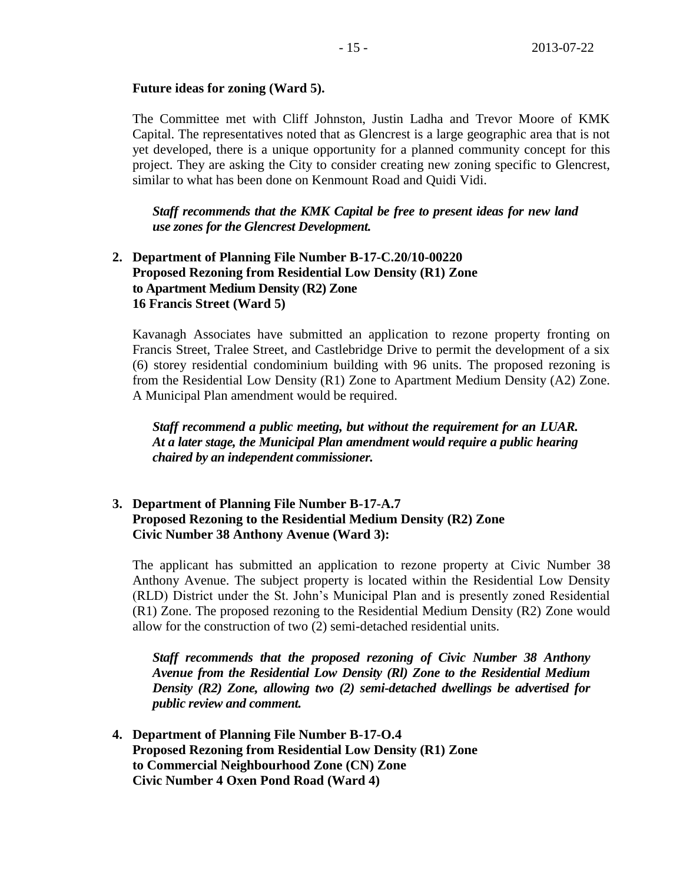**Future ideas for zoning (Ward 5).**

The Committee met with Cliff Johnston, Justin Ladha and Trevor Moore of KMK Capital. The representatives noted that as Glencrest is a large geographic area that is not yet developed, there is a unique opportunity for a planned community concept for this project. They are asking the City to consider creating new zoning specific to Glencrest, similar to what has been done on Kenmount Road and Quidi Vidi.

***Staff recommends that the KMK Capital be free to present ideas for new land use zones for the Glencrest Development.***

**2. Department of Planning File Number B-17-C.20/10-00220**
**Proposed Rezoning from Residential Low Density (R1) Zone to Apartment Medium Density (R2) Zone**
**16 Francis Street (Ward 5)**

Kavanagh Associates have submitted an application to rezone property fronting on Francis Street, Tralee Street, and Castlebridge Drive to permit the development of a six (6) storey residential condominium building with 96 units. The proposed rezoning is from the Residential Low Density (R1) Zone to Apartment Medium Density (A2) Zone. A Municipal Plan amendment would be required.

***Staff recommend a public meeting, but without the requirement for an LUAR. At a later stage, the Municipal Plan amendment would require a public hearing chaired by an independent commissioner.***

**3. Department of Planning File Number B-17-A.7**
**Proposed Rezoning to the Residential Medium Density (R2) Zone**
**Civic Number 38 Anthony Avenue (Ward 3):**

The applicant has submitted an application to rezone property at Civic Number 38 Anthony Avenue. The subject property is located within the Residential Low Density (RLD) District under the St. John's Municipal Plan and is presently zoned Residential (R1) Zone. The proposed rezoning to the Residential Medium Density (R2) Zone would allow for the construction of two (2) semi-detached residential units.

***Staff recommends that the proposed rezoning of Civic Number 38 Anthony Avenue from the Residential Low Density (Rl) Zone to the Residential Medium Density (R2) Zone, allowing two (2) semi-detached dwellings be advertised for public review and comment.***

**4. Department of Planning File Number B-17-O.4**
**Proposed Rezoning from Residential Low Density (R1) Zone to Commercial Neighbourhood Zone (CN) Zone**
**Civic Number 4 Oxen Pond Road (Ward 4)**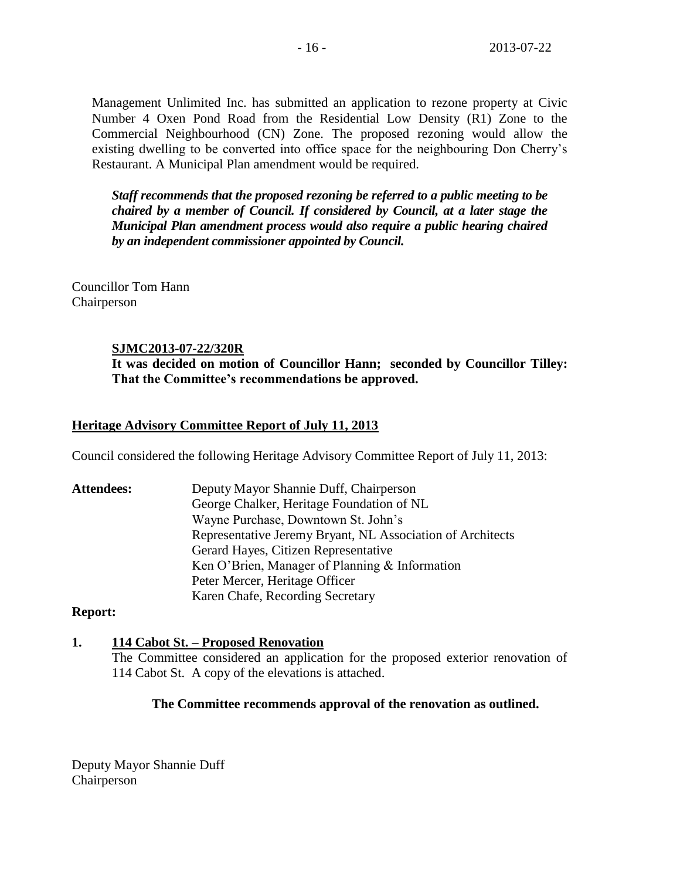Management Unlimited Inc. has submitted an application to rezone property at Civic Number 4 Oxen Pond Road from the Residential Low Density (R1) Zone to the Commercial Neighbourhood (CN) Zone. The proposed rezoning would allow the existing dwelling to be converted into office space for the neighbouring Don Cherry's Restaurant. A Municipal Plan amendment would be required.

***Staff recommends that the proposed rezoning be referred to a public meeting to be chaired by a member of Council. If considered by Council, at a later stage the Municipal Plan amendment process would also require a public hearing chaired by an independent commissioner appointed by Council.***

Councillor Tom Hann
Chairperson

**SJMC2013-07-22/320R**
**It was decided on motion of Councillor Hann; seconded by Councillor Tilley: That the Committee's recommendations be approved.**

## Heritage Advisory Committee Report of July 11, 2013

Council considered the following Heritage Advisory Committee Report of July 11, 2013:

**Attendees:**
Deputy Mayor Shannie Duff, Chairperson
George Chalker, Heritage Foundation of NL
Wayne Purchase, Downtown St. John's
Representative Jeremy Bryant, NL Association of Architects
Gerard Hayes, Citizen Representative
Ken O'Brien, Manager of Planning & Information
Peter Mercer, Heritage Officer
Karen Chafe, Recording Secretary

**Report:**

1. **114 Cabot St. – Proposed Renovation**
   The Committee considered an application for the proposed exterior renovation of 114 Cabot St. A copy of the elevations is attached.

   **The Committee recommends approval of the renovation as outlined.**

Deputy Mayor Shannie Duff
Chairperson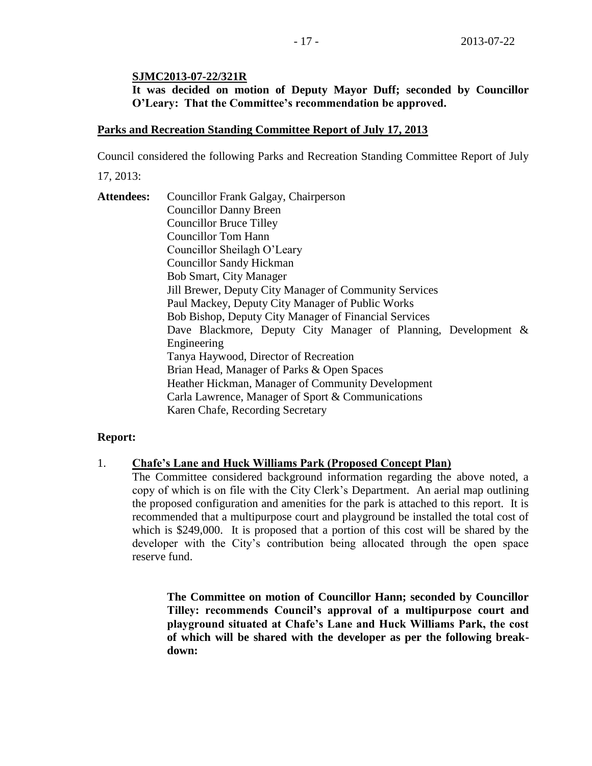**SJMC2013-07-22/321R**

**It was decided on motion of Deputy Mayor Duff; seconded by Councillor O'Leary: That the Committee's recommendation be approved.**

**Parks and Recreation Standing Committee Report of July 17, 2013**

Council considered the following Parks and Recreation Standing Committee Report of July 17, 2013:

**Attendees:** Councillor Frank Galgay, Chairperson
Councillor Danny Breen
Councillor Bruce Tilley
Councillor Tom Hann
Councillor Sheilagh O'Leary
Councillor Sandy Hickman
Bob Smart, City Manager
Jill Brewer, Deputy City Manager of Community Services
Paul Mackey, Deputy City Manager of Public Works
Bob Bishop, Deputy City Manager of Financial Services
Dave Blackmore, Deputy City Manager of Planning, Development & Engineering
Tanya Haywood, Director of Recreation
Brian Head, Manager of Parks & Open Spaces
Heather Hickman, Manager of Community Development
Carla Lawrence, Manager of Sport & Communications
Karen Chafe, Recording Secretary

**Report:**

1. **Chafe's Lane and Huck Williams Park (Proposed Concept Plan)**

   The Committee considered background information regarding the above noted, a copy of which is on file with the City Clerk's Department. An aerial map outlining the proposed configuration and amenities for the park is attached to this report. It is recommended that a multipurpose court and playground be installed the total cost of which is $249,000. It is proposed that a portion of this cost will be shared by the developer with the City's contribution being allocated through the open space reserve fund.

   **The Committee on motion of Councillor Hann; seconded by Councillor Tilley: recommends Council's approval of a multipurpose court and playground situated at Chafe's Lane and Huck Williams Park, the cost of which will be shared with the developer as per the following break-down:**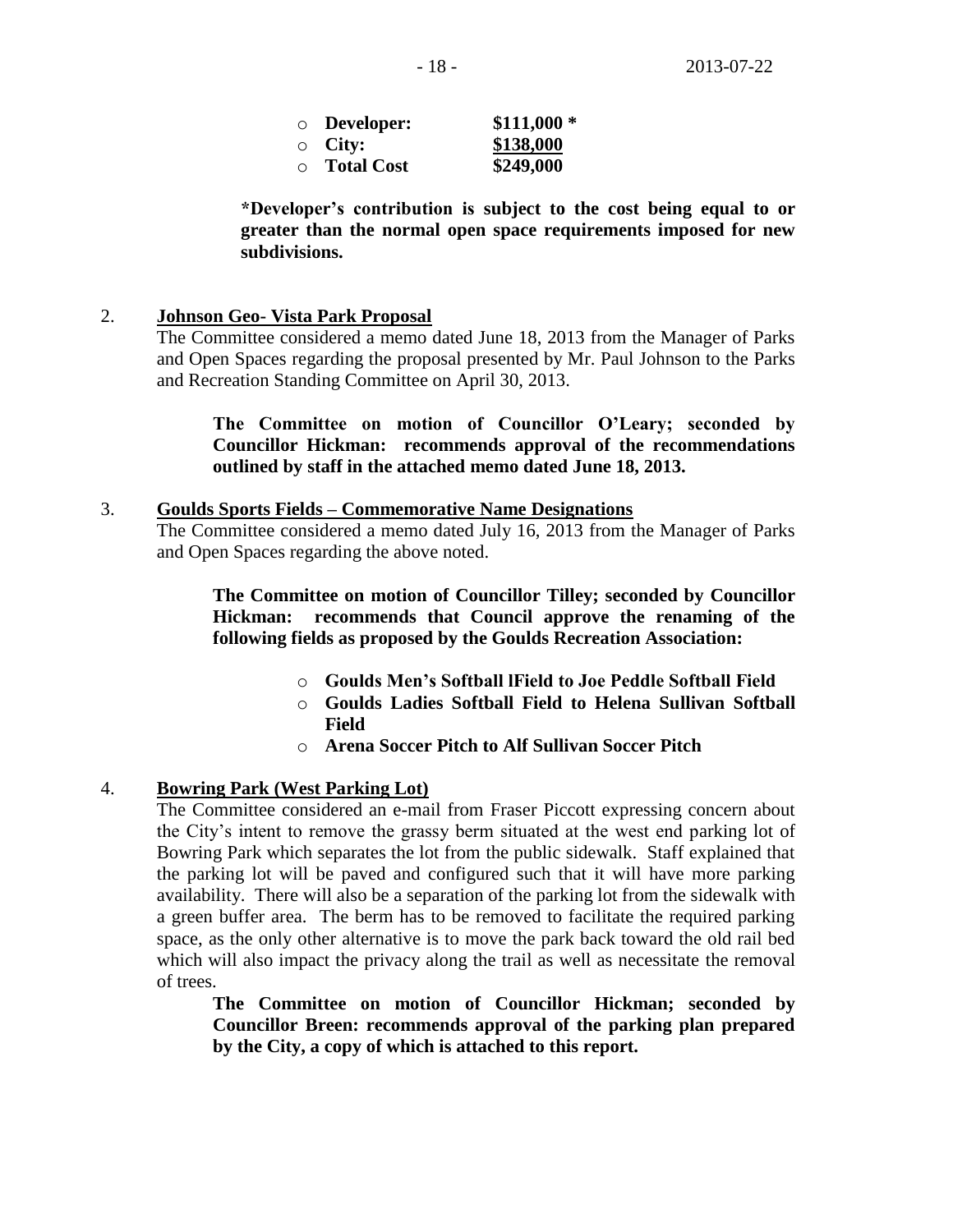- **Developer: $111,000 ***
- **City: $138,000**
- **Total Cost $249,000**

**\*Developer's contribution is subject to the cost being equal to or greater than the normal open space requirements imposed for new subdivisions.**

2. **Johnson Geo- Vista Park Proposal**

The Committee considered a memo dated June 18, 2013 from the Manager of Parks and Open Spaces regarding the proposal presented by Mr. Paul Johnson to the Parks and Recreation Standing Committee on April 30, 2013.

> **The Committee on motion of Councillor O'Leary; seconded by Councillor Hickman: recommends approval of the recommendations outlined by staff in the attached memo dated June 18, 2013.**

3. **Goulds Sports Fields – Commemorative Name Designations**

The Committee considered a memo dated July 16, 2013 from the Manager of Parks and Open Spaces regarding the above noted.

> **The Committee on motion of Councillor Tilley; seconded by Councillor Hickman: recommends that Council approve the renaming of the following fields as proposed by the Goulds Recreation Association:**
>
> - **Goulds Men's Softball lField to Joe Peddle Softball Field**
> - **Goulds Ladies Softball Field to Helena Sullivan Softball Field**
> - **Arena Soccer Pitch to Alf Sullivan Soccer Pitch**

4. **Bowring Park (West Parking Lot)**

The Committee considered an e-mail from Fraser Piccott expressing concern about the City's intent to remove the grassy berm situated at the west end parking lot of Bowring Park which separates the lot from the public sidewalk. Staff explained that the parking lot will be paved and configured such that it will have more parking availability. There will also be a separation of the parking lot from the sidewalk with a green buffer area. The berm has to be removed to facilitate the required parking space, as the only other alternative is to move the park back toward the old rail bed which will also impact the privacy along the trail as well as necessitate the removal of trees.

> **The Committee on motion of Councillor Hickman; seconded by Councillor Breen: recommends approval of the parking plan prepared by the City, a copy of which is attached to this report.**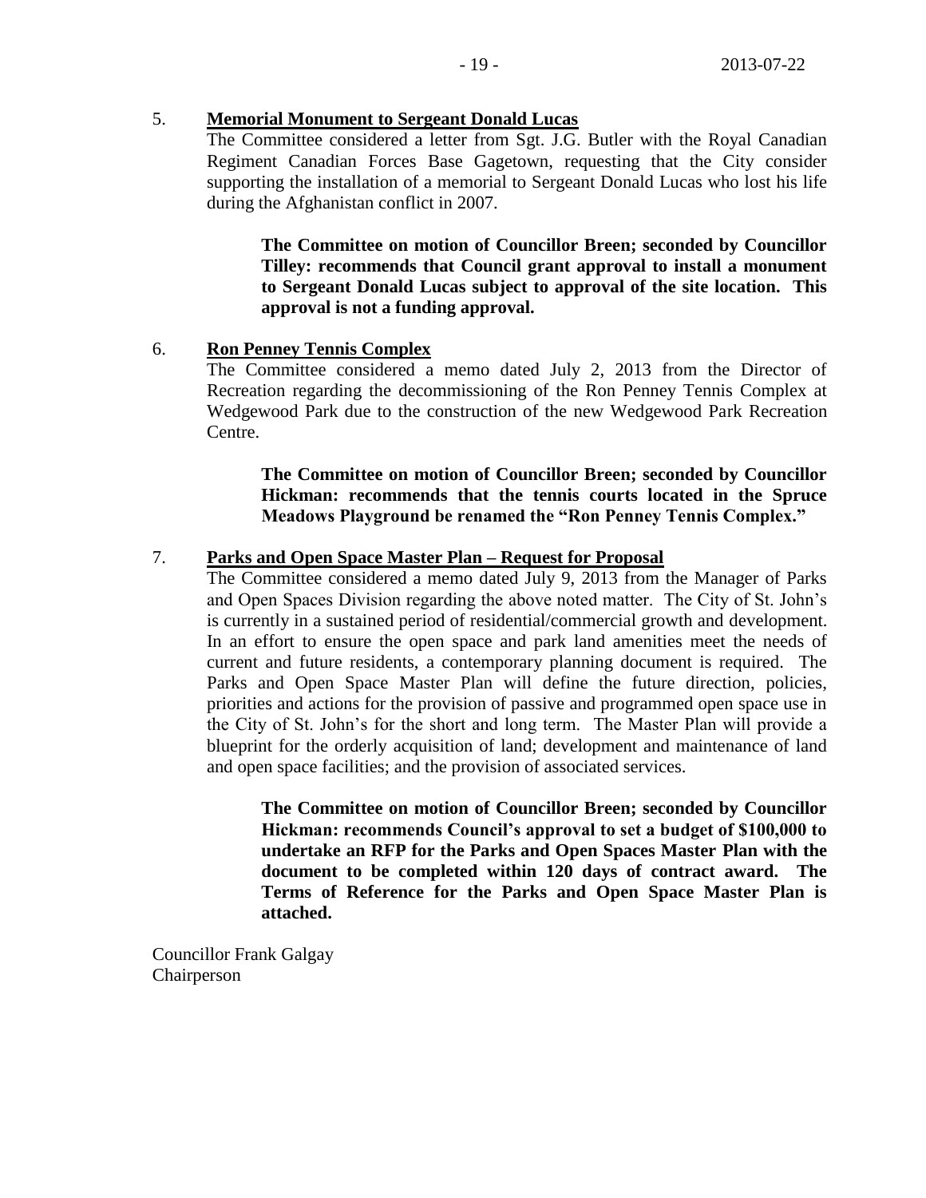5. **Memorial Monument to Sergeant Donald Lucas**

The Committee considered a letter from Sgt. J.G. Butler with the Royal Canadian Regiment Canadian Forces Base Gagetown, requesting that the City consider supporting the installation of a memorial to Sergeant Donald Lucas who lost his life during the Afghanistan conflict in 2007.

> **The Committee on motion of Councillor Breen; seconded by Councillor Tilley: recommends that Council grant approval to install a monument to Sergeant Donald Lucas subject to approval of the site location. This approval is not a funding approval.**

6. **Ron Penney Tennis Complex**

The Committee considered a memo dated July 2, 2013 from the Director of Recreation regarding the decommissioning of the Ron Penney Tennis Complex at Wedgewood Park due to the construction of the new Wedgewood Park Recreation Centre.

> **The Committee on motion of Councillor Breen; seconded by Councillor Hickman: recommends that the tennis courts located in the Spruce Meadows Playground be renamed the "Ron Penney Tennis Complex."**

7. **Parks and Open Space Master Plan – Request for Proposal**

The Committee considered a memo dated July 9, 2013 from the Manager of Parks and Open Spaces Division regarding the above noted matter. The City of St. John's is currently in a sustained period of residential/commercial growth and development. In an effort to ensure the open space and park land amenities meet the needs of current and future residents, a contemporary planning document is required. The Parks and Open Space Master Plan will define the future direction, policies, priorities and actions for the provision of passive and programmed open space use in the City of St. John's for the short and long term. The Master Plan will provide a blueprint for the orderly acquisition of land; development and maintenance of land and open space facilities; and the provision of associated services.

> **The Committee on motion of Councillor Breen; seconded by Councillor Hickman: recommends Council's approval to set a budget of $100,000 to undertake an RFP for the Parks and Open Spaces Master Plan with the document to be completed within 120 days of contract award. The Terms of Reference for the Parks and Open Space Master Plan is attached.**

Councillor Frank Galgay
Chairperson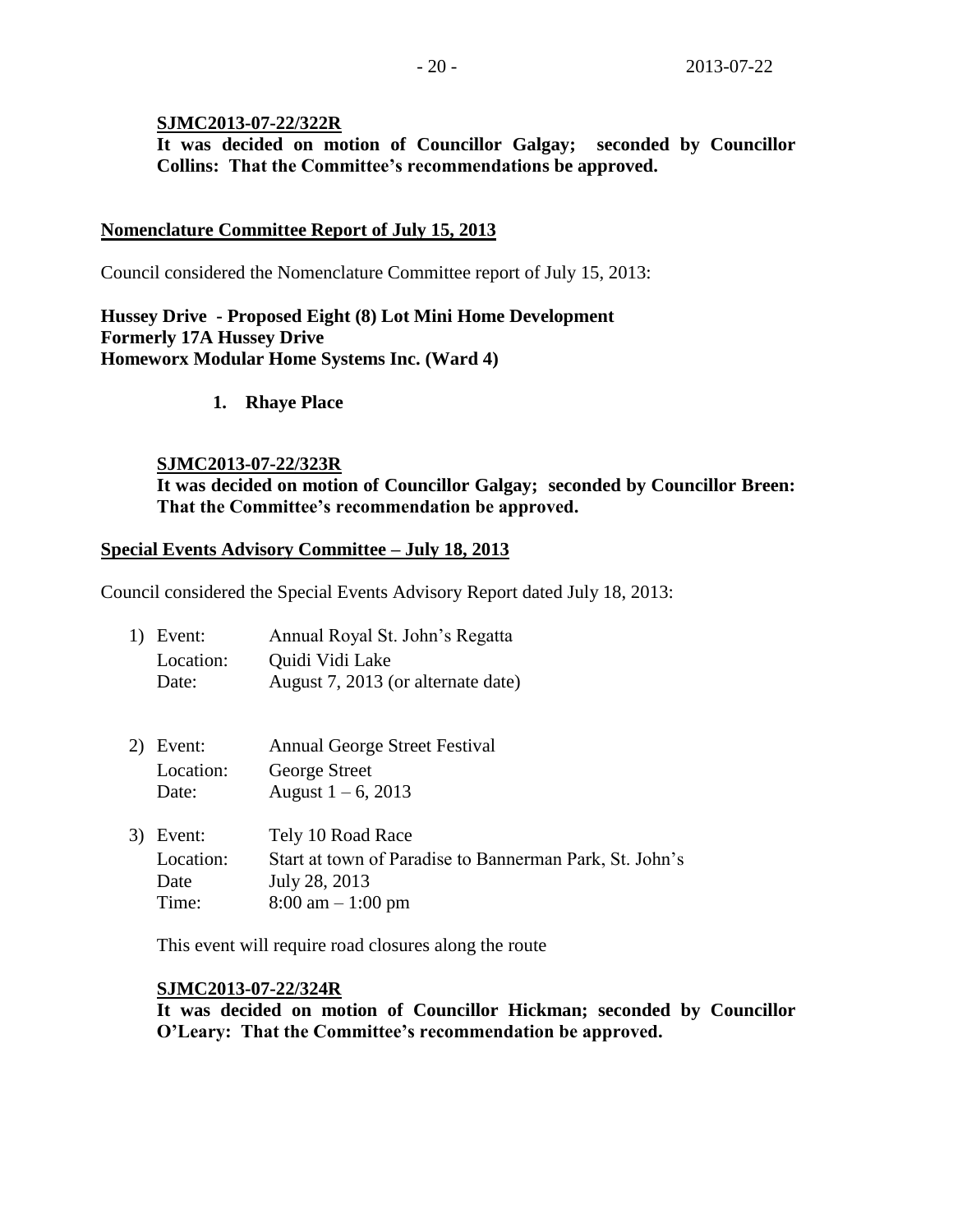**SJMC2013-07-22/322R**
**It was decided on motion of Councillor Galgay; seconded by Councillor Collins: That the Committee's recommendations be approved.**

**Nomenclature Committee Report of July 15, 2013**

Council considered the Nomenclature Committee report of July 15, 2013:

**Hussey Drive - Proposed Eight (8) Lot Mini Home Development**
**Formerly 17A Hussey Drive**
**Homeworx Modular Home Systems Inc. (Ward 4)**

1. **Rhaye Place**

**SJMC2013-07-22/323R**
**It was decided on motion of Councillor Galgay; seconded by Councillor Breen: That the Committee's recommendation be approved.**

**Special Events Advisory Committee – July 18, 2013**

Council considered the Special Events Advisory Report dated July 18, 2013:

1) Event: Annual Royal St. John's Regatta
   Location: Quidi Vidi Lake
   Date: August 7, 2013 (or alternate date)

2) Event: Annual George Street Festival
   Location: George Street
   Date: August 1 – 6, 2013

3) Event: Tely 10 Road Race
   Location: Start at town of Paradise to Bannerman Park, St. John's
   Date July 28, 2013
   Time: 8:00 am – 1:00 pm

   This event will require road closures along the route

**SJMC2013-07-22/324R**
**It was decided on motion of Councillor Hickman; seconded by Councillor O'Leary: That the Committee's recommendation be approved.**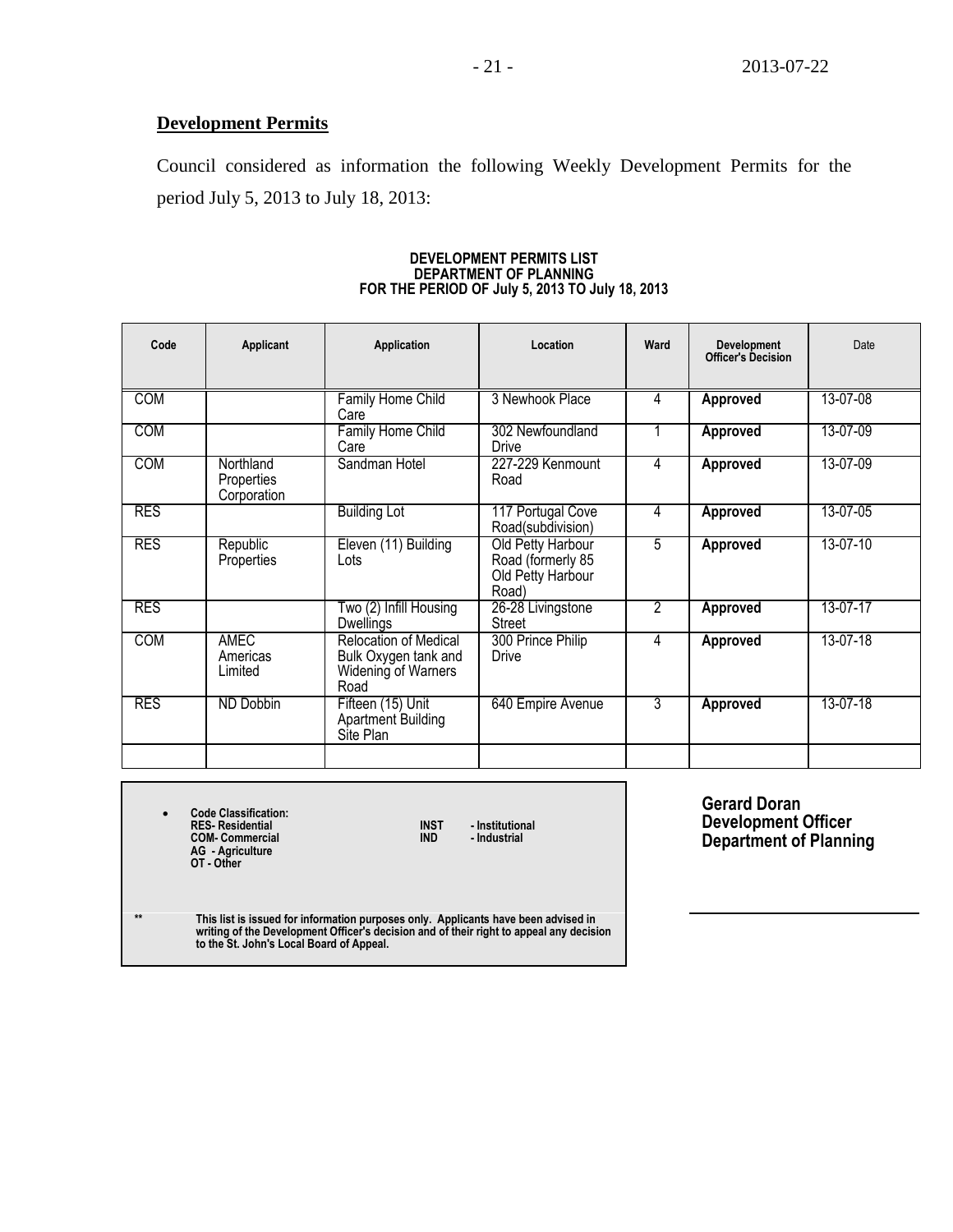## Development Permits

Council considered as information the following Weekly Development Permits for the period July 5, 2013 to July 18, 2013:

**DEVELOPMENT PERMITS LIST**
**DEPARTMENT OF PLANNING**
**FOR THE PERIOD OF July 5, 2013 TO July 18, 2013**

| Code | Applicant | Application | Location | Ward | Development Officer's Decision | Date |
|---|---|---|---|---|---|---|
| COM | | Family Home Child Care | 3 Newhook Place | 4 | **Approved** | 13-07-08 |
| COM | | Family Home Child Care | 302 Newfoundland Drive | 1 | **Approved** | 13-07-09 |
| COM | Northland Properties Corporation | Sandman Hotel | 227-229 Kenmount Road | 4 | **Approved** | 13-07-09 |
| RES | | Building Lot | 117 Portugal Cove Road(subdivision) | 4 | **Approved** | 13-07-05 |
| RES | Republic Properties | Eleven (11) Building Lots | Old Petty Harbour Road (formerly 85 Old Petty Harbour Road) | 5 | **Approved** | 13-07-10 |
| RES | | Two (2) Infill Housing Dwellings | 26-28 Livingstone Street | 2 | **Approved** | 13-07-17 |
| COM | AMEC Americas Limited | Relocation of Medical Bulk Oxygen tank and Widening of Warners Road | 300 Prince Philip Drive | 4 | **Approved** | 13-07-18 |
| RES | ND Dobbin | Fifteen (15) Unit Apartment Building Site Plan | 640 Empire Avenue | 3 | **Approved** | 13-07-18 |
| | | | | | | |

- **Code Classification:**
  **RES- Residential** **INST - Institutional**
  **COM- Commercial** **IND - Industrial**
  **AG - Agriculture**
  **OT - Other**

** **This list is issued for information purposes only. Applicants have been advised in writing of the Development Officer's decision and of their right to appeal any decision to the St. John's Local Board of Appeal.**

**Gerard Doran**
**Development Officer**
**Department of Planning**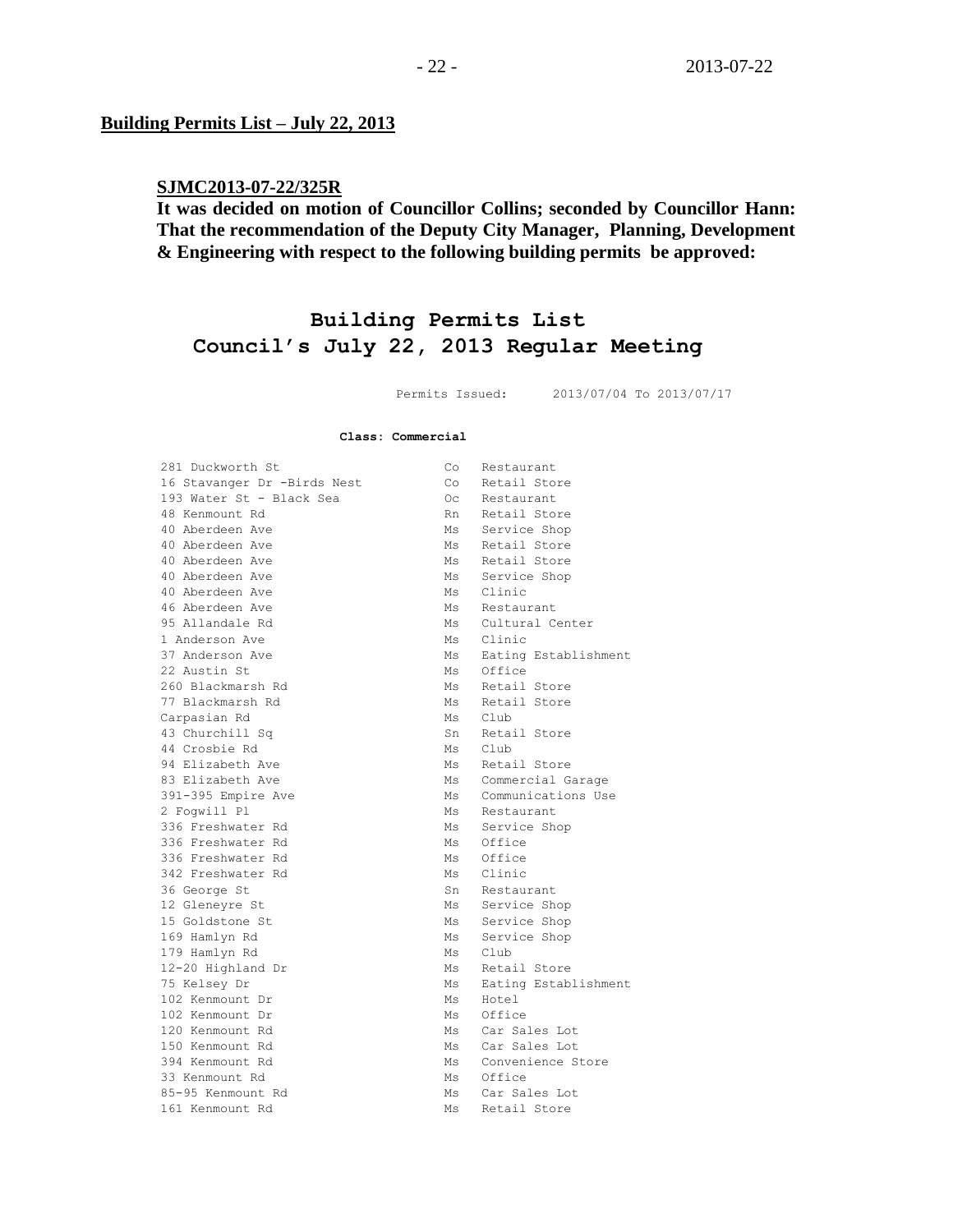**Building Permits List – July 22, 2013**

**SJMC2013-07-22/325R**

**It was decided on motion of Councillor Collins; seconded by Councillor Hann: That the recommendation of the Deputy City Manager, Planning, Development & Engineering with respect to the following building permits be approved:**

# Building Permits List
# Council's July 22, 2013 Regular Meeting

Permits Issued: 2013/07/04 To 2013/07/17

**Class: Commercial**

| | | |
|---|---|---|
| 281 Duckworth St | Co | Restaurant |
| 16 Stavanger Dr -Birds Nest | Co | Retail Store |
| 193 Water St - Black Sea | Oc | Restaurant |
| 48 Kenmount Rd | Rn | Retail Store |
| 40 Aberdeen Ave | Ms | Service Shop |
| 40 Aberdeen Ave | Ms | Retail Store |
| 40 Aberdeen Ave | Ms | Retail Store |
| 40 Aberdeen Ave | Ms | Service Shop |
| 40 Aberdeen Ave | Ms | Clinic |
| 46 Aberdeen Ave | Ms | Restaurant |
| 95 Allandale Rd | Ms | Cultural Center |
| 1 Anderson Ave | Ms | Clinic |
| 37 Anderson Ave | Ms | Eating Establishment |
| 22 Austin St | Ms | Office |
| 260 Blackmarsh Rd | Ms | Retail Store |
| 77 Blackmarsh Rd | Ms | Retail Store |
| Carpasian Rd | Ms | Club |
| 43 Churchill Sq | Sn | Retail Store |
| 44 Crosbie Rd | Ms | Club |
| 94 Elizabeth Ave | Ms | Retail Store |
| 83 Elizabeth Ave | Ms | Commercial Garage |
| 391-395 Empire Ave | Ms | Communications Use |
| 2 Fogwill Pl | Ms | Restaurant |
| 336 Freshwater Rd | Ms | Service Shop |
| 336 Freshwater Rd | Ms | Office |
| 336 Freshwater Rd | Ms | Office |
| 342 Freshwater Rd | Ms | Clinic |
| 36 George St | Sn | Restaurant |
| 12 Gleneyre St | Ms | Service Shop |
| 15 Goldstone St | Ms | Service Shop |
| 169 Hamlyn Rd | Ms | Service Shop |
| 179 Hamlyn Rd | Ms | Club |
| 12-20 Highland Dr | Ms | Retail Store |
| 75 Kelsey Dr | Ms | Eating Establishment |
| 102 Kenmount Dr | Ms | Hotel |
| 102 Kenmount Dr | Ms | Office |
| 120 Kenmount Rd | Ms | Car Sales Lot |
| 150 Kenmount Rd | Ms | Car Sales Lot |
| 394 Kenmount Rd | Ms | Convenience Store |
| 33 Kenmount Rd | Ms | Office |
| 85-95 Kenmount Rd | Ms | Car Sales Lot |
| 161 Kenmount Rd | Ms | Retail Store |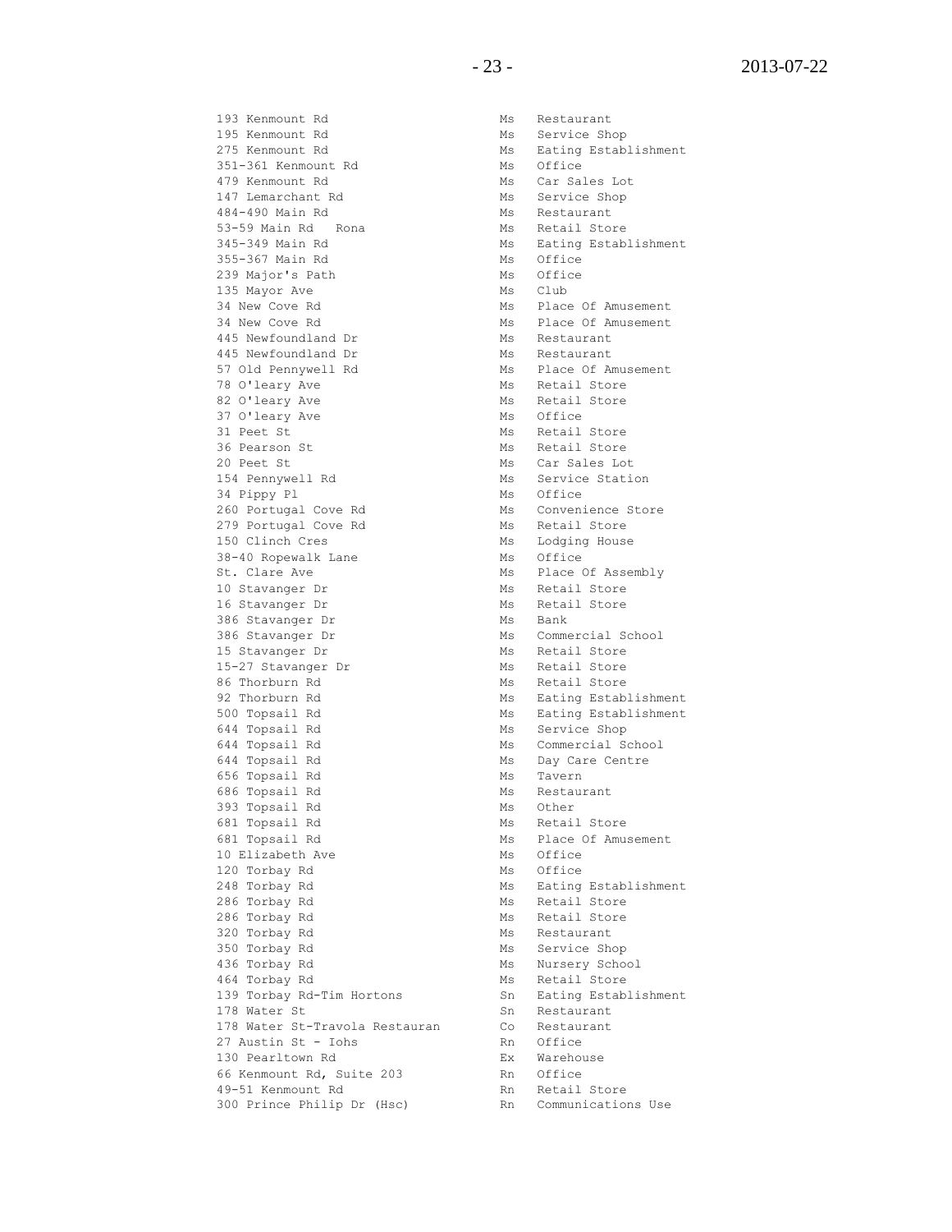| | | |
|---|---|---|
| 193 Kenmount Rd | Ms | Restaurant |
| 195 Kenmount Rd | Ms | Service Shop |
| 275 Kenmount Rd | Ms | Eating Establishment |
| 351-361 Kenmount Rd | Ms | Office |
| 479 Kenmount Rd | Ms | Car Sales Lot |
| 147 Lemarchant Rd | Ms | Service Shop |
| 484-490 Main Rd | Ms | Restaurant |
| 53-59 Main Rd Rona | Ms | Retail Store |
| 345-349 Main Rd | Ms | Eating Establishment |
| 355-367 Main Rd | Ms | Office |
| 239 Major's Path | Ms | Office |
| 135 Mayor Ave | Ms | Club |
| 34 New Cove Rd | Ms | Place Of Amusement |
| 34 New Cove Rd | Ms | Place Of Amusement |
| 445 Newfoundland Dr | Ms | Restaurant |
| 445 Newfoundland Dr | Ms | Restaurant |
| 57 Old Pennywell Rd | Ms | Place Of Amusement |
| 78 O'leary Ave | Ms | Retail Store |
| 82 O'leary Ave | Ms | Retail Store |
| 37 O'leary Ave | Ms | Office |
| 31 Peet St | Ms | Retail Store |
| 36 Pearson St | Ms | Retail Store |
| 20 Peet St | Ms | Car Sales Lot |
| 154 Pennywell Rd | Ms | Service Station |
| 34 Pippy Pl | Ms | Office |
| 260 Portugal Cove Rd | Ms | Convenience Store |
| 279 Portugal Cove Rd | Ms | Retail Store |
| 150 Clinch Cres | Ms | Lodging House |
| 38-40 Ropewalk Lane | Ms | Office |
| St. Clare Ave | Ms | Place Of Assembly |
| 10 Stavanger Dr | Ms | Retail Store |
| 16 Stavanger Dr | Ms | Retail Store |
| 386 Stavanger Dr | Ms | Bank |
| 386 Stavanger Dr | Ms | Commercial School |
| 15 Stavanger Dr | Ms | Retail Store |
| 15-27 Stavanger Dr | Ms | Retail Store |
| 86 Thorburn Rd | Ms | Retail Store |
| 92 Thorburn Rd | Ms | Eating Establishment |
| 500 Topsail Rd | Ms | Eating Establishment |
| 644 Topsail Rd | Ms | Service Shop |
| 644 Topsail Rd | Ms | Commercial School |
| 644 Topsail Rd | Ms | Day Care Centre |
| 656 Topsail Rd | Ms | Tavern |
| 686 Topsail Rd | Ms | Restaurant |
| 393 Topsail Rd | Ms | Other |
| 681 Topsail Rd | Ms | Retail Store |
| 681 Topsail Rd | Ms | Place Of Amusement |
| 10 Elizabeth Ave | Ms | Office |
| 120 Torbay Rd | Ms | Office |
| 248 Torbay Rd | Ms | Eating Establishment |
| 286 Torbay Rd | Ms | Retail Store |
| 286 Torbay Rd | Ms | Retail Store |
| 320 Torbay Rd | Ms | Restaurant |
| 350 Torbay Rd | Ms | Service Shop |
| 436 Torbay Rd | Ms | Nursery School |
| 464 Torbay Rd | Ms | Retail Store |
| 139 Torbay Rd-Tim Hortons | Sn | Eating Establishment |
| 178 Water St | Sn | Restaurant |
| 178 Water St-Travola Restauran | Co | Restaurant |
| 27 Austin St - Iohs | Rn | Office |
| 130 Pearltown Rd | Ex | Warehouse |
| 66 Kenmount Rd, Suite 203 | Rn | Office |
| 49-51 Kenmount Rd | Rn | Retail Store |
| 300 Prince Philip Dr (Hsc) | Rn | Communications Use |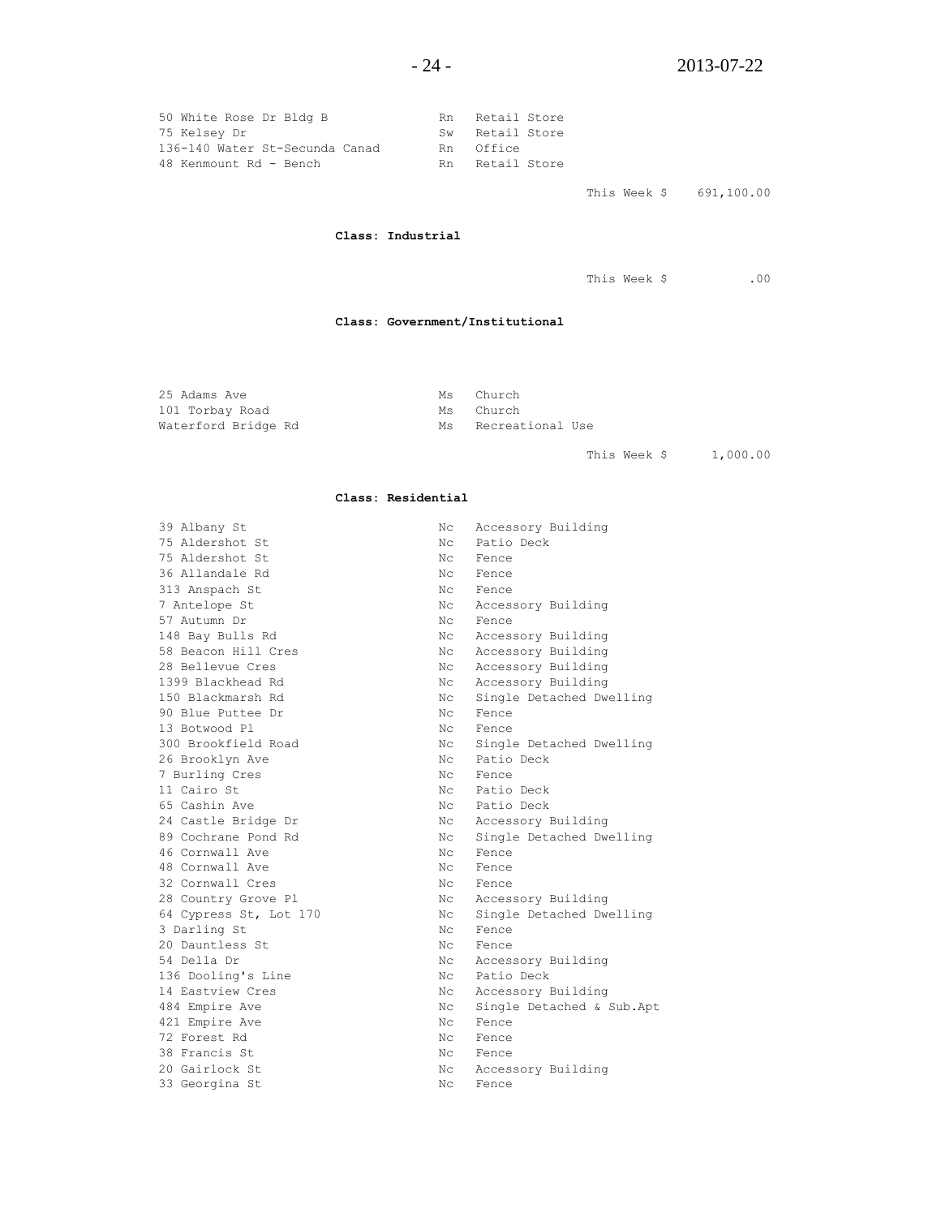| | | |
|---|---|---|
| 50 White Rose Dr Bldg B | Rn | Retail Store |
| 75 Kelsey Dr | Sw | Retail Store |
| 136-140 Water St-Secunda Canad | Rn | Office |
| 48 Kenmount Rd - Bench | Rn | Retail Store |

This Week $ 691,100.00

**Class: Industrial**

This Week $ .00

**Class: Government/Institutional**

| | | |
|---|---|---|
| 25 Adams Ave | Ms | Church |
| 101 Torbay Road | Ms | Church |
| Waterford Bridge Rd | Ms | Recreational Use |

This Week $ 1,000.00

**Class: Residential**

| | | |
|---|---|---|
| 39 Albany St | Nc | Accessory Building |
| 75 Aldershot St | Nc | Patio Deck |
| 75 Aldershot St | Nc | Fence |
| 36 Allandale Rd | Nc | Fence |
| 313 Anspach St | Nc | Fence |
| 7 Antelope St | Nc | Accessory Building |
| 57 Autumn Dr | Nc | Fence |
| 148 Bay Bulls Rd | Nc | Accessory Building |
| 58 Beacon Hill Cres | Nc | Accessory Building |
| 28 Bellevue Cres | Nc | Accessory Building |
| 1399 Blackhead Rd | Nc | Accessory Building |
| 150 Blackmarsh Rd | Nc | Single Detached Dwelling |
| 90 Blue Puttee Dr | Nc | Fence |
| 13 Botwood Pl | Nc | Fence |
| 300 Brookfield Road | Nc | Single Detached Dwelling |
| 26 Brooklyn Ave | Nc | Patio Deck |
| 7 Burling Cres | Nc | Fence |
| 11 Cairo St | Nc | Patio Deck |
| 65 Cashin Ave | Nc | Patio Deck |
| 24 Castle Bridge Dr | Nc | Accessory Building |
| 89 Cochrane Pond Rd | Nc | Single Detached Dwelling |
| 46 Cornwall Ave | Nc | Fence |
| 48 Cornwall Ave | Nc | Fence |
| 32 Cornwall Cres | Nc | Fence |
| 28 Country Grove Pl | Nc | Accessory Building |
| 64 Cypress St, Lot 170 | Nc | Single Detached Dwelling |
| 3 Darling St | Nc | Fence |
| 20 Dauntless St | Nc | Fence |
| 54 Della Dr | Nc | Accessory Building |
| 136 Dooling's Line | Nc | Patio Deck |
| 14 Eastview Cres | Nc | Accessory Building |
| 484 Empire Ave | Nc | Single Detached & Sub.Apt |
| 421 Empire Ave | Nc | Fence |
| 72 Forest Rd | Nc | Fence |
| 38 Francis St | Nc | Fence |
| 20 Gairlock St | Nc | Accessory Building |
| 33 Georgina St | Nc | Fence |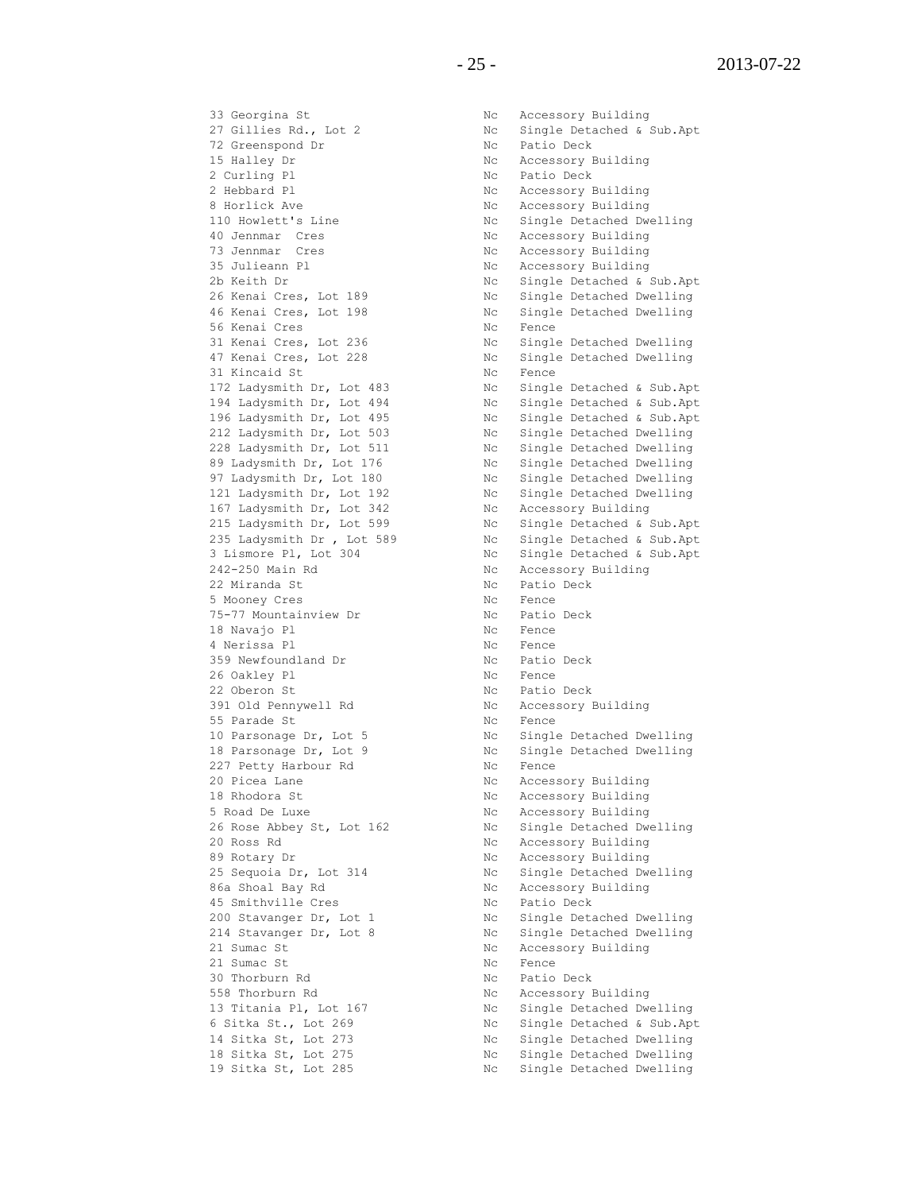| | | |
|---|---|---|
| 33 Georgina St | Nc | Accessory Building |
| 27 Gillies Rd., Lot 2 | Nc | Single Detached & Sub.Apt |
| 72 Greenspond Dr | Nc | Patio Deck |
| 15 Halley Dr | Nc | Accessory Building |
| 2 Curling Pl | Nc | Patio Deck |
| 2 Hebbard Pl | Nc | Accessory Building |
| 8 Horlick Ave | Nc | Accessory Building |
| 110 Howlett's Line | Nc | Single Detached Dwelling |
| 40 Jennmar Cres | Nc | Accessory Building |
| 73 Jennmar Cres | Nc | Accessory Building |
| 35 Julieann Pl | Nc | Accessory Building |
| 2b Keith Dr | Nc | Single Detached & Sub.Apt |
| 26 Kenai Cres, Lot 189 | Nc | Single Detached Dwelling |
| 46 Kenai Cres, Lot 198 | Nc | Single Detached Dwelling |
| 56 Kenai Cres | Nc | Fence |
| 31 Kenai Cres, Lot 236 | Nc | Single Detached Dwelling |
| 47 Kenai Cres, Lot 228 | Nc | Single Detached Dwelling |
| 31 Kincaid St | Nc | Fence |
| 172 Ladysmith Dr, Lot 483 | Nc | Single Detached & Sub.Apt |
| 194 Ladysmith Dr, Lot 494 | Nc | Single Detached & Sub.Apt |
| 196 Ladysmith Dr, Lot 495 | Nc | Single Detached & Sub.Apt |
| 212 Ladysmith Dr, Lot 503 | Nc | Single Detached Dwelling |
| 228 Ladysmith Dr, Lot 511 | Nc | Single Detached Dwelling |
| 89 Ladysmith Dr, Lot 176 | Nc | Single Detached Dwelling |
| 97 Ladysmith Dr, Lot 180 | Nc | Single Detached Dwelling |
| 121 Ladysmith Dr, Lot 192 | Nc | Single Detached Dwelling |
| 167 Ladysmith Dr, Lot 342 | Nc | Accessory Building |
| 215 Ladysmith Dr, Lot 599 | Nc | Single Detached & Sub.Apt |
| 235 Ladysmith Dr , Lot 589 | Nc | Single Detached & Sub.Apt |
| 3 Lismore Pl, Lot 304 | Nc | Single Detached & Sub.Apt |
| 242-250 Main Rd | Nc | Accessory Building |
| 22 Miranda St | Nc | Patio Deck |
| 5 Mooney Cres | Nc | Fence |
| 75-77 Mountainview Dr | Nc | Patio Deck |
| 18 Navajo Pl | Nc | Fence |
| 4 Nerissa Pl | Nc | Fence |
| 359 Newfoundland Dr | Nc | Patio Deck |
| 26 Oakley Pl | Nc | Fence |
| 22 Oberon St | Nc | Patio Deck |
| 391 Old Pennywell Rd | Nc | Accessory Building |
| 55 Parade St | Nc | Fence |
| 10 Parsonage Dr, Lot 5 | Nc | Single Detached Dwelling |
| 18 Parsonage Dr, Lot 9 | Nc | Single Detached Dwelling |
| 227 Petty Harbour Rd | Nc | Fence |
| 20 Picea Lane | Nc | Accessory Building |
| 18 Rhodora St | Nc | Accessory Building |
| 5 Road De Luxe | Nc | Accessory Building |
| 26 Rose Abbey St, Lot 162 | Nc | Single Detached Dwelling |
| 20 Ross Rd | Nc | Accessory Building |
| 89 Rotary Dr | Nc | Accessory Building |
| 25 Sequoia Dr, Lot 314 | Nc | Single Detached Dwelling |
| 86a Shoal Bay Rd | Nc | Accessory Building |
| 45 Smithville Cres | Nc | Patio Deck |
| 200 Stavanger Dr, Lot 1 | Nc | Single Detached Dwelling |
| 214 Stavanger Dr, Lot 8 | Nc | Single Detached Dwelling |
| 21 Sumac St | Nc | Accessory Building |
| 21 Sumac St | Nc | Fence |
| 30 Thorburn Rd | Nc | Patio Deck |
| 558 Thorburn Rd | Nc | Accessory Building |
| 13 Titania Pl, Lot 167 | Nc | Single Detached Dwelling |
| 6 Sitka St., Lot 269 | Nc | Single Detached & Sub.Apt |
| 14 Sitka St, Lot 273 | Nc | Single Detached Dwelling |
| 18 Sitka St, Lot 275 | Nc | Single Detached Dwelling |
| 19 Sitka St, Lot 285 | Nc | Single Detached Dwelling |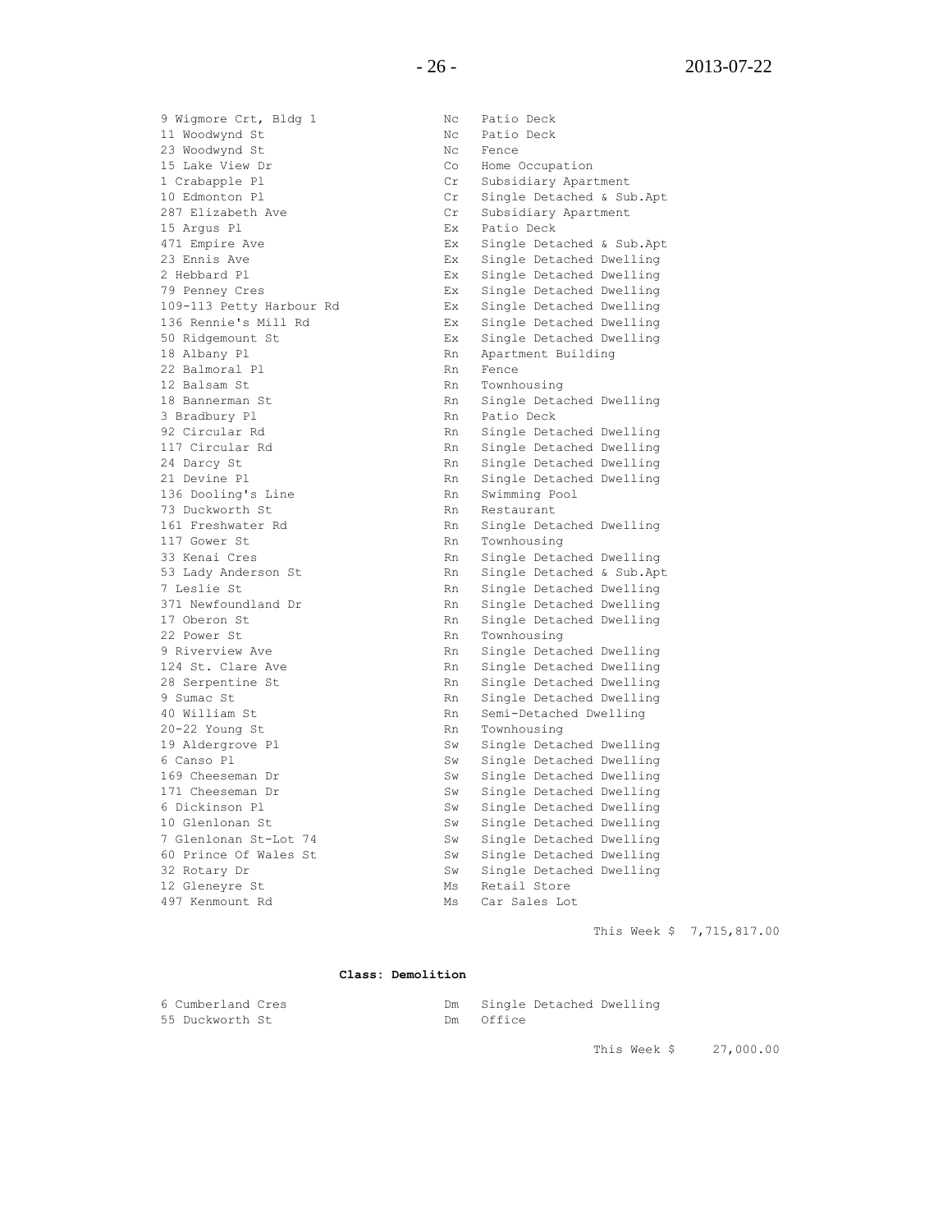| | | |
|---|---|---|
| 9 Wigmore Crt, Bldg 1 | Nc | Patio Deck |
| 11 Woodwynd St | Nc | Patio Deck |
| 23 Woodwynd St | Nc | Fence |
| 15 Lake View Dr | Co | Home Occupation |
| 1 Crabapple Pl | Cr | Subsidiary Apartment |
| 10 Edmonton Pl | Cr | Single Detached & Sub.Apt |
| 287 Elizabeth Ave | Cr | Subsidiary Apartment |
| 15 Argus Pl | Ex | Patio Deck |
| 471 Empire Ave | Ex | Single Detached & Sub.Apt |
| 23 Ennis Ave | Ex | Single Detached Dwelling |
| 2 Hebbard Pl | Ex | Single Detached Dwelling |
| 79 Penney Cres | Ex | Single Detached Dwelling |
| 109-113 Petty Harbour Rd | Ex | Single Detached Dwelling |
| 136 Rennie's Mill Rd | Ex | Single Detached Dwelling |
| 50 Ridgemount St | Ex | Single Detached Dwelling |
| 18 Albany Pl | Rn | Apartment Building |
| 22 Balmoral Pl | Rn | Fence |
| 12 Balsam St | Rn | Townhousing |
| 18 Bannerman St | Rn | Single Detached Dwelling |
| 3 Bradbury Pl | Rn | Patio Deck |
| 92 Circular Rd | Rn | Single Detached Dwelling |
| 117 Circular Rd | Rn | Single Detached Dwelling |
| 24 Darcy St | Rn | Single Detached Dwelling |
| 21 Devine Pl | Rn | Single Detached Dwelling |
| 136 Dooling's Line | Rn | Swimming Pool |
| 73 Duckworth St | Rn | Restaurant |
| 161 Freshwater Rd | Rn | Single Detached Dwelling |
| 117 Gower St | Rn | Townhousing |
| 33 Kenai Cres | Rn | Single Detached Dwelling |
| 53 Lady Anderson St | Rn | Single Detached & Sub.Apt |
| 7 Leslie St | Rn | Single Detached Dwelling |
| 371 Newfoundland Dr | Rn | Single Detached Dwelling |
| 17 Oberon St | Rn | Single Detached Dwelling |
| 22 Power St | Rn | Townhousing |
| 9 Riverview Ave | Rn | Single Detached Dwelling |
| 124 St. Clare Ave | Rn | Single Detached Dwelling |
| 28 Serpentine St | Rn | Single Detached Dwelling |
| 9 Sumac St | Rn | Single Detached Dwelling |
| 40 William St | Rn | Semi-Detached Dwelling |
| 20-22 Young St | Rn | Townhousing |
| 19 Aldergrove Pl | Sw | Single Detached Dwelling |
| 6 Canso Pl | Sw | Single Detached Dwelling |
| 169 Cheeseman Dr | Sw | Single Detached Dwelling |
| 171 Cheeseman Dr | Sw | Single Detached Dwelling |
| 6 Dickinson Pl | Sw | Single Detached Dwelling |
| 10 Glenlonan St | Sw | Single Detached Dwelling |
| 7 Glenlonan St-Lot 74 | Sw | Single Detached Dwelling |
| 60 Prince Of Wales St | Sw | Single Detached Dwelling |
| 32 Rotary Dr | Sw | Single Detached Dwelling |
| 12 Gleneyre St | Ms | Retail Store |
| 497 Kenmount Rd | Ms | Car Sales Lot |

This Week $ 7,715,817.00

**Class: Demolition**

| | | |
|---|---|---|
| 6 Cumberland Cres | Dm | Single Detached Dwelling |
| 55 Duckworth St | Dm | Office |

This Week $ 27,000.00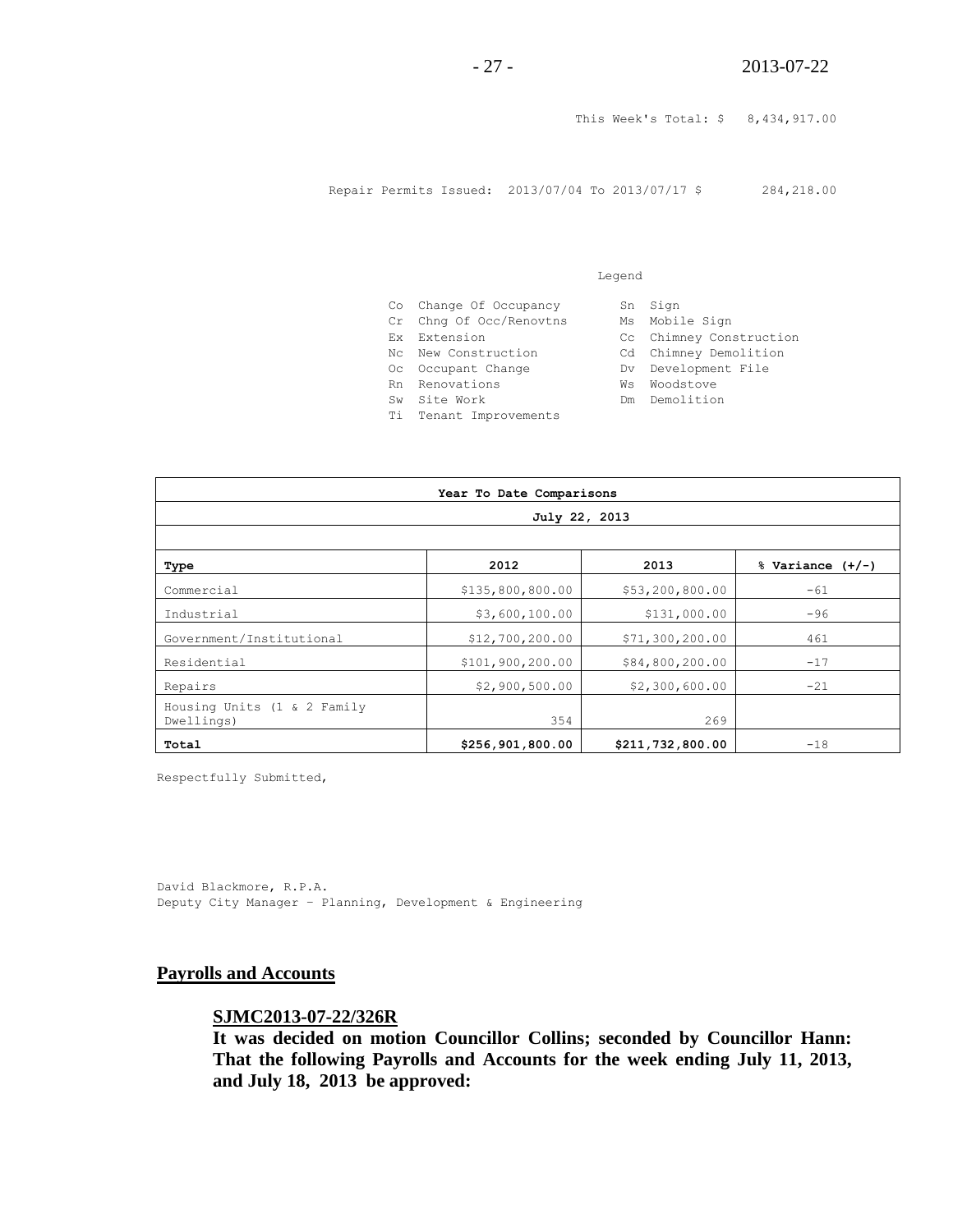This Week's Total: $ 8,434,917.00

Repair Permits Issued: 2013/07/04 To 2013/07/17 $ 284,218.00

Legend

| | | | |
|---|---|---|---|
| Co | Change Of Occupancy | Sn | Sign |
| Cr | Chng Of Occ/Renovtns | Ms | Mobile Sign |
| Ex | Extension | Cc | Chimney Construction |
| Nc | New Construction | Cd | Chimney Demolition |
| Oc | Occupant Change | Dv | Development File |
| Rn | Renovations | Ws | Woodstove |
| Sw | Site Work | Dm | Demolition |
| Ti | Tenant Improvements | | |

| Year To Date Comparisons | | | |
|---|---|---|---|
| July 22, 2013 | | | |
| **Type** | **2012** | **2013** | **% Variance (+/-)** |
| Commercial | $135,800,800.00 | $53,200,800.00 | -61 |
| Industrial | $3,600,100.00 | $131,000.00 | -96 |
| Government/Institutional | $12,700,200.00 | $71,300,200.00 | 461 |
| Residential | $101,900,200.00 | $84,800,200.00 | -17 |
| Repairs | $2,900,500.00 | $2,300,600.00 | -21 |
| Housing Units (1 & 2 Family Dwellings) | 354 | 269 | |
| **Total** | **$256,901,800.00** | **$211,732,800.00** | -18 |

Respectfully Submitted,

David Blackmore, R.P.A.
Deputy City Manager – Planning, Development & Engineering

## Payrolls and Accounts

**SJMC2013-07-22/326R**

**It was decided on motion Councillor Collins; seconded by Councillor Hann: That the following Payrolls and Accounts for the week ending July 11, 2013, and July 18, 2013 be approved:**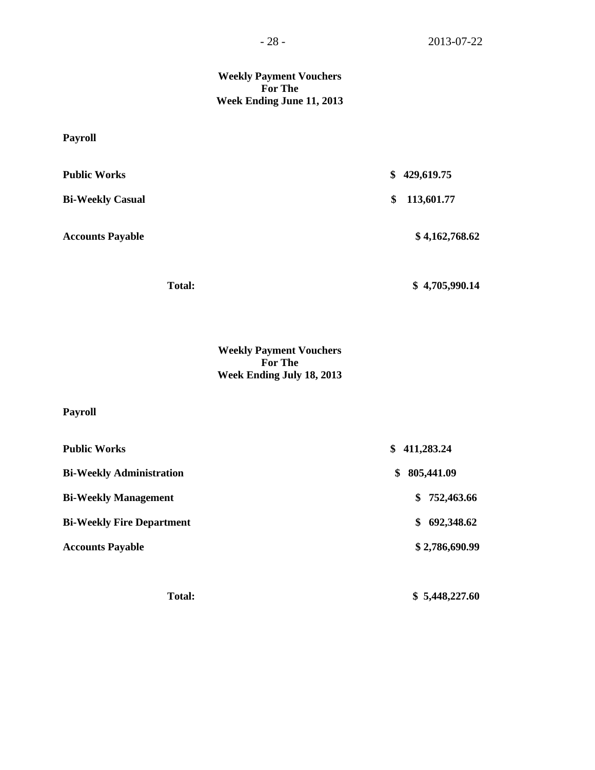**Weekly Payment Vouchers**
**For The**
**Week Ending June 11, 2013**

**Payroll**

| | |
|---|---|
| **Public Works** | **$ 429,619.75** |
| **Bi-Weekly Casual** | **$ 113,601.77** |
| **Accounts Payable** | **$ 4,162,768.62** |
| **Total:** | **$ 4,705,990.14** |

**Weekly Payment Vouchers**
**For The**
**Week Ending July 18, 2013**

**Payroll**

| | |
|---|---|
| **Public Works** | **$ 411,283.24** |
| **Bi-Weekly Administration** | **$ 805,441.09** |
| **Bi-Weekly Management** | **$ 752,463.66** |
| **Bi-Weekly Fire Department** | **$ 692,348.62** |
| **Accounts Payable** | **$ 2,786,690.99** |
| **Total:** | **$ 5,448,227.60** |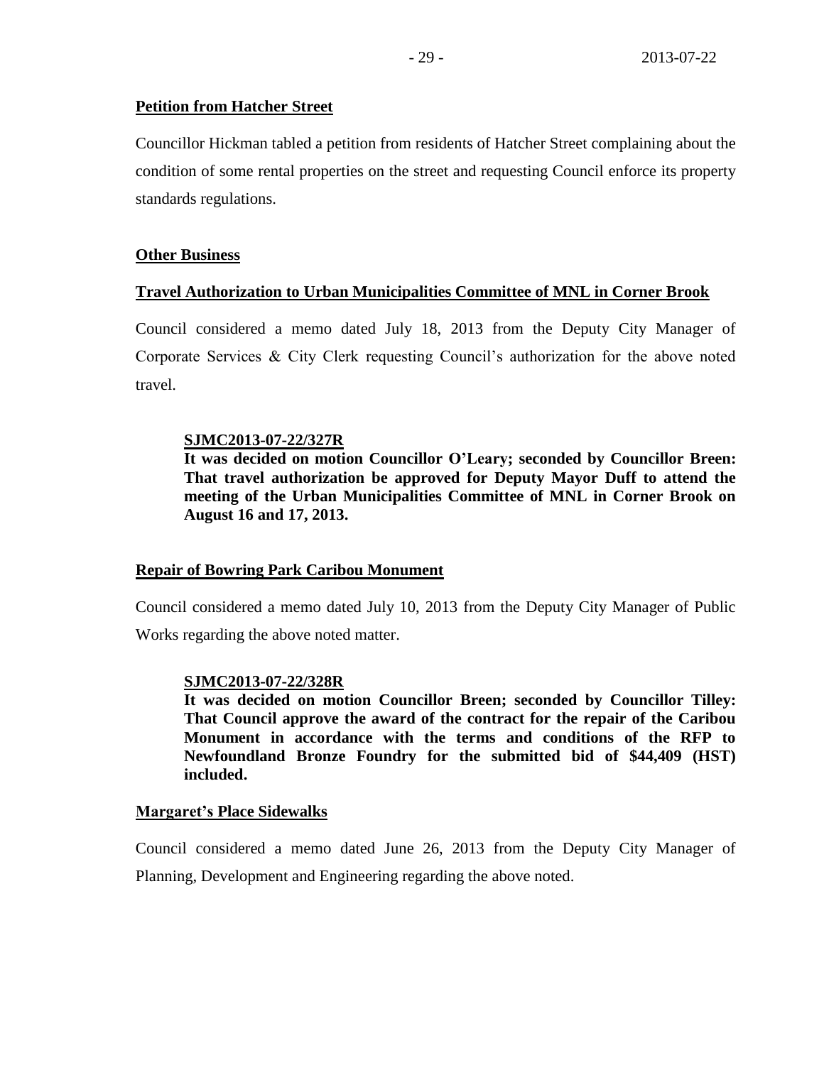**Petition from Hatcher Street**

Councillor Hickman tabled a petition from residents of Hatcher Street complaining about the condition of some rental properties on the street and requesting Council enforce its property standards regulations.

**Other Business**

**Travel Authorization to Urban Municipalities Committee of MNL in Corner Brook**

Council considered a memo dated July 18, 2013 from the Deputy City Manager of Corporate Services & City Clerk requesting Council's authorization for the above noted travel.

> **SJMC2013-07-22/327R**
> **It was decided on motion Councillor O'Leary; seconded by Councillor Breen: That travel authorization be approved for Deputy Mayor Duff to attend the meeting of the Urban Municipalities Committee of MNL in Corner Brook on August 16 and 17, 2013.**

**Repair of Bowring Park Caribou Monument**

Council considered a memo dated July 10, 2013 from the Deputy City Manager of Public Works regarding the above noted matter.

> **SJMC2013-07-22/328R**
> **It was decided on motion Councillor Breen; seconded by Councillor Tilley: That Council approve the award of the contract for the repair of the Caribou Monument in accordance with the terms and conditions of the RFP to Newfoundland Bronze Foundry for the submitted bid of $44,409 (HST) included.**

**Margaret's Place Sidewalks**

Council considered a memo dated June 26, 2013 from the Deputy City Manager of Planning, Development and Engineering regarding the above noted.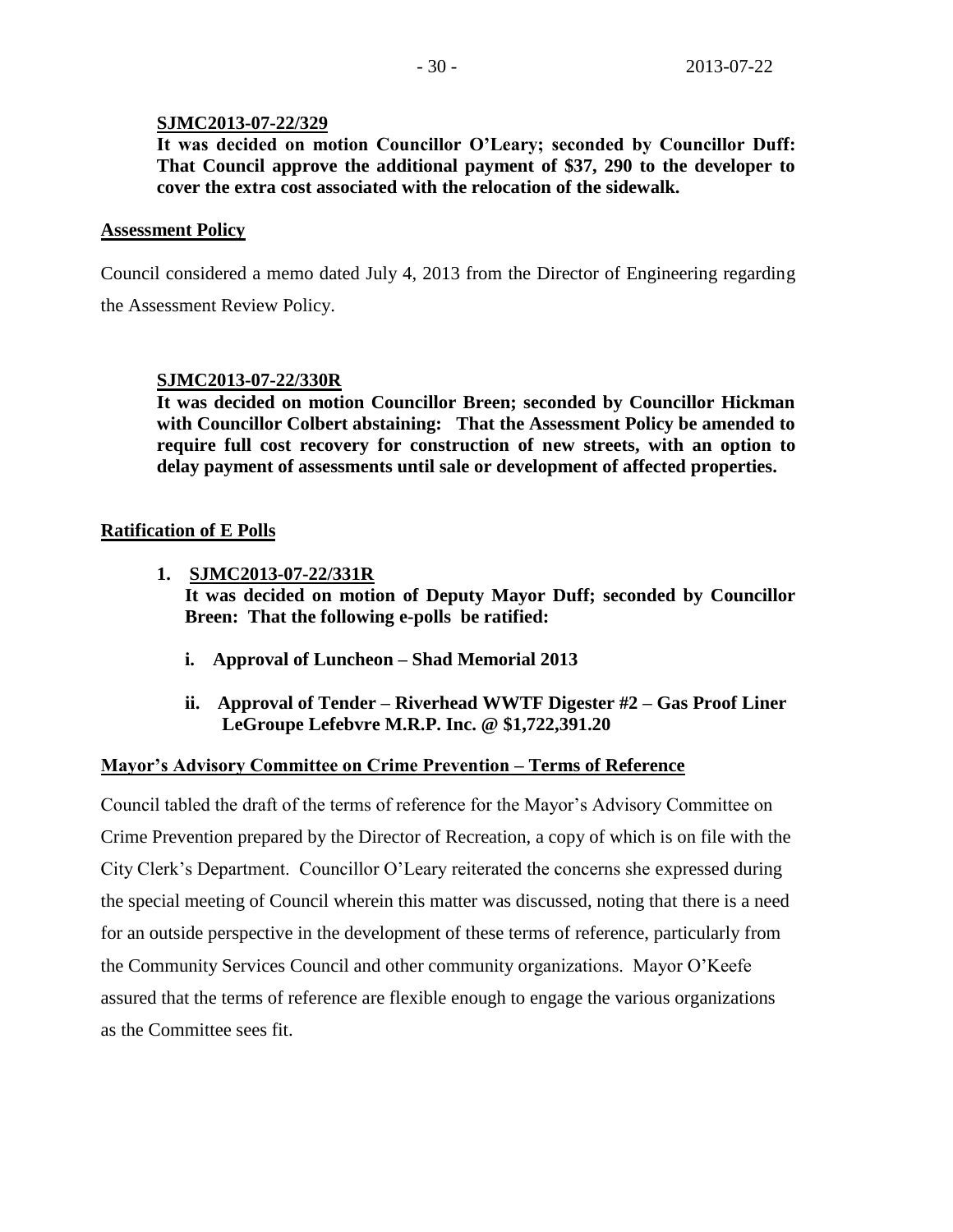**SJMC2013-07-22/329**

**It was decided on motion Councillor O'Leary; seconded by Councillor Duff: That Council approve the additional payment of $37, 290 to the developer to cover the extra cost associated with the relocation of the sidewalk.**

**Assessment Policy**

Council considered a memo dated July 4, 2013 from the Director of Engineering regarding the Assessment Review Policy.

**SJMC2013-07-22/330R**

**It was decided on motion Councillor Breen; seconded by Councillor Hickman with Councillor Colbert abstaining: That the Assessment Policy be amended to require full cost recovery for construction of new streets, with an option to delay payment of assessments until sale or development of affected properties.**

**Ratification of E Polls**

1. **SJMC2013-07-22/331R**

   **It was decided on motion of Deputy Mayor Duff; seconded by Councillor Breen: That the following e-polls be ratified:**

   - **i. Approval of Luncheon – Shad Memorial 2013**
   - **ii. Approval of Tender – Riverhead WWTF Digester #2 – Gas Proof Liner LeGroupe Lefebvre M.R.P. Inc. @ $1,722,391.20**

**Mayor's Advisory Committee on Crime Prevention – Terms of Reference**

Council tabled the draft of the terms of reference for the Mayor's Advisory Committee on Crime Prevention prepared by the Director of Recreation, a copy of which is on file with the City Clerk's Department. Councillor O'Leary reiterated the concerns she expressed during the special meeting of Council wherein this matter was discussed, noting that there is a need for an outside perspective in the development of these terms of reference, particularly from the Community Services Council and other community organizations. Mayor O'Keefe assured that the terms of reference are flexible enough to engage the various organizations as the Committee sees fit.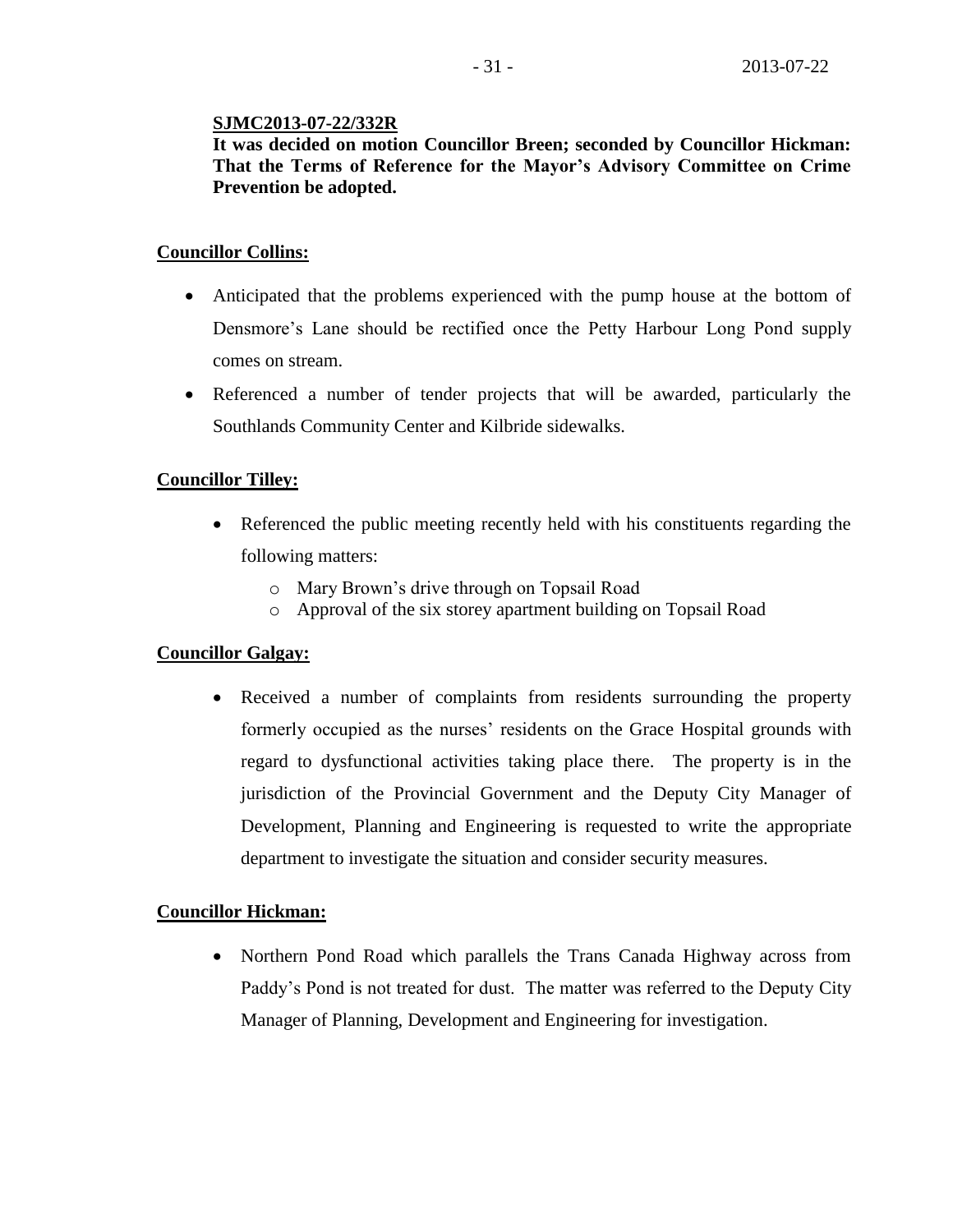**SJMC2013-07-22/332R**
**It was decided on motion Councillor Breen; seconded by Councillor Hickman: That the Terms of Reference for the Mayor's Advisory Committee on Crime Prevention be adopted.**

**Councillor Collins:**

- Anticipated that the problems experienced with the pump house at the bottom of Densmore's Lane should be rectified once the Petty Harbour Long Pond supply comes on stream.
- Referenced a number of tender projects that will be awarded, particularly the Southlands Community Center and Kilbride sidewalks.

**Councillor Tilley:**

- Referenced the public meeting recently held with his constituents regarding the following matters:
  - Mary Brown's drive through on Topsail Road
  - Approval of the six storey apartment building on Topsail Road

**Councillor Galgay:**

- Received a number of complaints from residents surrounding the property formerly occupied as the nurses' residents on the Grace Hospital grounds with regard to dysfunctional activities taking place there. The property is in the jurisdiction of the Provincial Government and the Deputy City Manager of Development, Planning and Engineering is requested to write the appropriate department to investigate the situation and consider security measures.

**Councillor Hickman:**

- Northern Pond Road which parallels the Trans Canada Highway across from Paddy's Pond is not treated for dust. The matter was referred to the Deputy City Manager of Planning, Development and Engineering for investigation.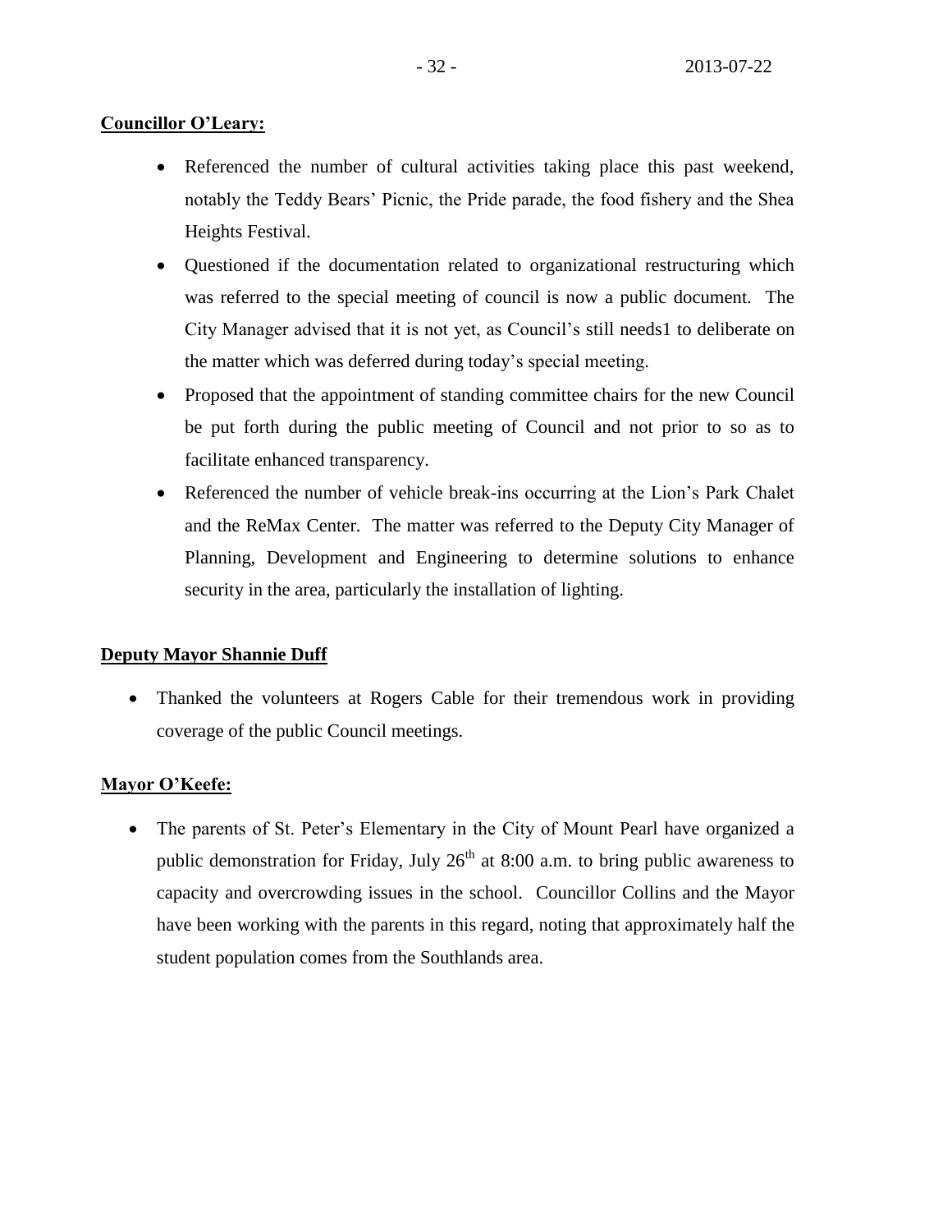**Councillor O'Leary:**

- Referenced the number of cultural activities taking place this past weekend, notably the Teddy Bears' Picnic, the Pride parade, the food fishery and the Shea Heights Festival.
- Questioned if the documentation related to organizational restructuring which was referred to the special meeting of council is now a public document. The City Manager advised that it is not yet, as Council's still needs1 to deliberate on the matter which was deferred during today's special meeting.
- Proposed that the appointment of standing committee chairs for the new Council be put forth during the public meeting of Council and not prior to so as to facilitate enhanced transparency.
- Referenced the number of vehicle break-ins occurring at the Lion's Park Chalet and the ReMax Center. The matter was referred to the Deputy City Manager of Planning, Development and Engineering to determine solutions to enhance security in the area, particularly the installation of lighting.

**Deputy Mayor Shannie Duff**

- Thanked the volunteers at Rogers Cable for their tremendous work in providing coverage of the public Council meetings.

**Mayor O'Keefe:**

- The parents of St. Peter's Elementary in the City of Mount Pearl have organized a public demonstration for Friday, July 26th at 8:00 a.m. to bring public awareness to capacity and overcrowding issues in the school. Councillor Collins and the Mayor have been working with the parents in this regard, noting that approximately half the student population comes from the Southlands area.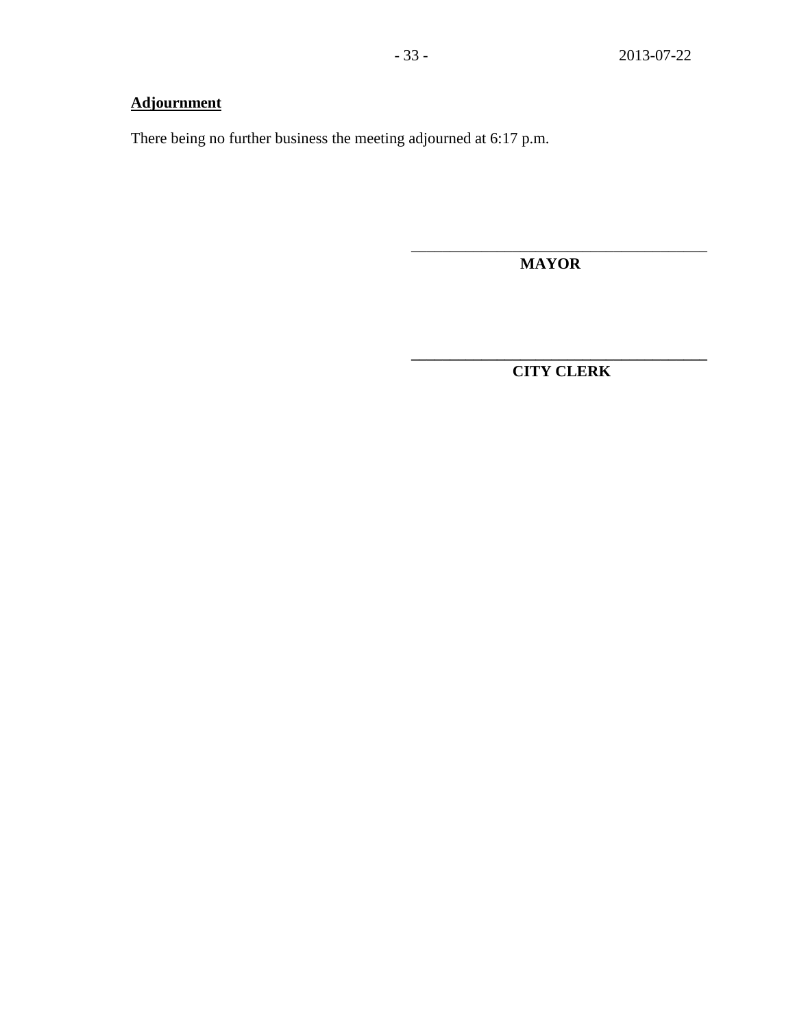**Adjournment**

There being no further business the meeting adjourned at 6:17 p.m.

\_\_\_\_\_\_\_\_\_\_\_\_\_\_\_\_\_\_\_\_\_\_\_\_\_\_\_\_\_\_\_\_\_\_\_\_\_\_

**MAYOR**

\_\_\_\_\_\_\_\_\_\_\_\_\_\_\_\_\_\_\_\_\_\_\_\_\_\_\_\_\_\_\_\_\_\_\_\_\_\_

**CITY CLERK**